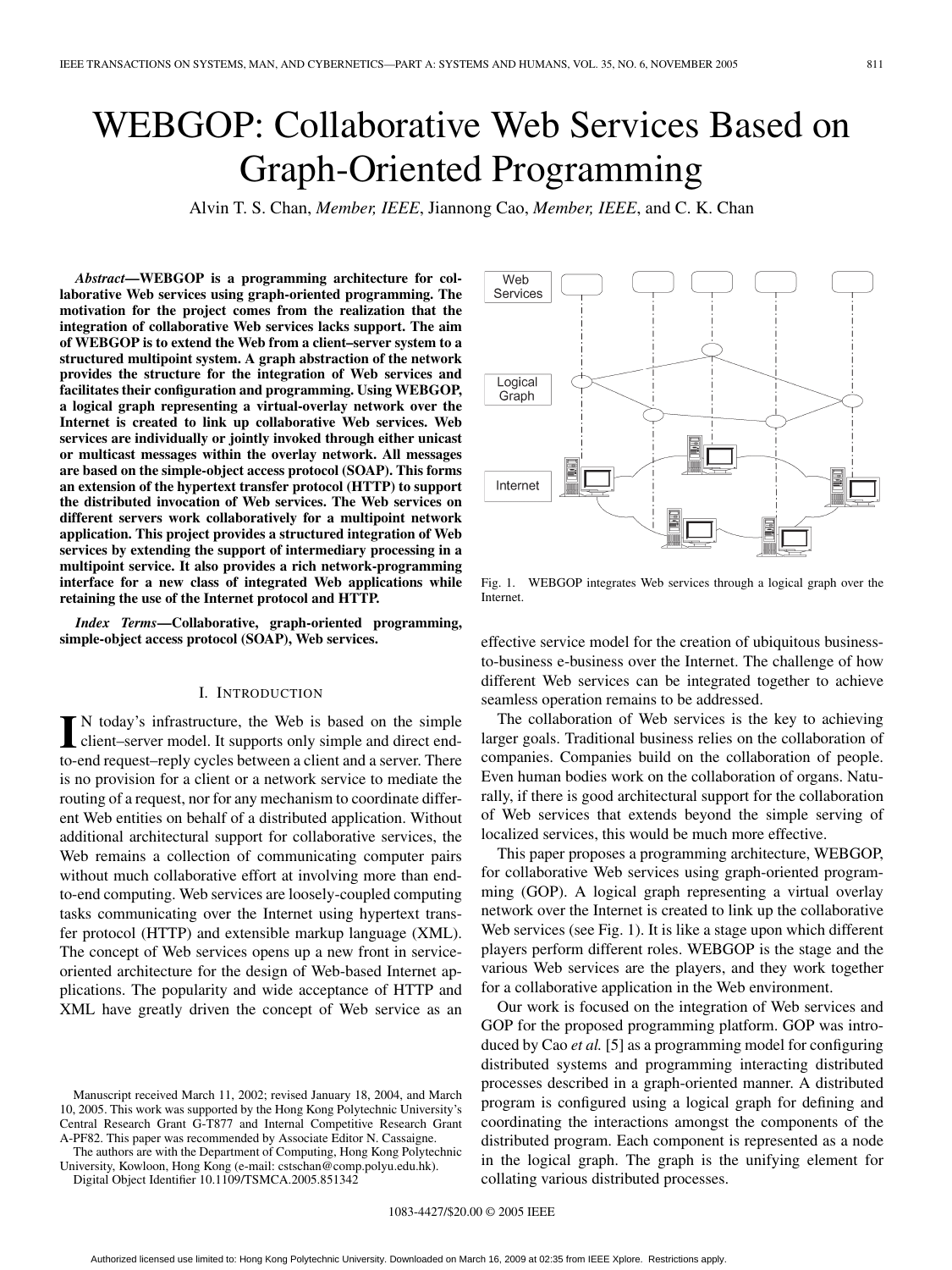# WEBGOP: Collaborative Web Services Based on Graph-Oriented Programming

Alvin T. S. Chan, *Member, IEEE*, Jiannong Cao, *Member, IEEE*, and C. K. Chan

***Abstract*—WEBGOP is a programming architecture for collaborative Web services using graph-oriented programming. The motivation for the project comes from the realization that the integration of collaborative Web services lacks support. The aim of WEBGOP is to extend the Web from a client–server system to a structured multipoint system. A graph abstraction of the network provides the structure for the integration of Web services and facilitates their configuration and programming. Using WEBGOP, a logical graph representing a virtual-overlay network over the Internet is created to link up collaborative Web services. Web services are individually or jointly invoked through either unicast or multicast messages within the overlay network. All messages are based on the simple-object access protocol (SOAP). This forms an extension of the hypertext transfer protocol (HTTP) to support the distributed invocation of Web services. The Web services on different servers work collaboratively for a multipoint network application. This project provides a structured integration of Web services by extending the support of intermediary processing in a multipoint service. It also provides a rich network-programming interface for a new class of integrated Web applications while retaining the use of the Internet protocol and HTTP.**

***Index Terms*—Collaborative, graph-oriented programming, simple-object access protocol (SOAP), Web services.**

## I. Introduction

In today's infrastructure, the Web is based on the simple client–server model. It supports only simple and direct end-to-end request–reply cycles between a client and a server. There is no provision for a client or a network service to mediate the routing of a request, nor for any mechanism to coordinate different Web entities on behalf of a distributed application. Without additional architectural support for collaborative services, the Web remains a collection of communicating computer pairs without much collaborative effort at involving more than end-to-end computing. Web services are loosely-coupled computing tasks communicating over the Internet using hypertext transfer protocol (HTTP) and extensible markup language (XML). The concept of Web services opens up a new front in service-oriented architecture for the design of Web-based Internet applications. The popularity and wide acceptance of HTTP and XML have greatly driven the concept of Web service as an effective service model for the creation of ubiquitous business-to-business e-business over the Internet. The challenge of how different Web services can be integrated together to achieve seamless operation remains to be addressed.

Web Services

Logical Graph

Internet

Fig. 1. WEBGOP integrates Web services through a logical graph over the Internet.

The collaboration of Web services is the key to achieving larger goals. Traditional business relies on the collaboration of companies. Companies build on the collaboration of people. Even human bodies work on the collaboration of organs. Naturally, if there is good architectural support for the collaboration of Web services that extends beyond the simple serving of localized services, this would be much more effective.

This paper proposes a programming architecture, WEBGOP, for collaborative Web services using graph-oriented programming (GOP). A logical graph representing a virtual overlay network over the Internet is created to link up the collaborative Web services (see Fig. 1). It is like a stage upon which different players perform different roles. WEBGOP is the stage and the various Web services are the players, and they work together for a collaborative application in the Web environment.

Our work is focused on the integration of Web services and GOP for the proposed programming platform. GOP was introduced by Cao *et al.* [5] as a programming model for configuring distributed systems and programming interacting distributed processes described in a graph-oriented manner. A distributed program is configured using a logical graph for defining and coordinating the interactions amongst the components of the distributed program. Each component is represented as a node in the logical graph. The graph is the unifying element for collating various distributed processes.

Manuscript received March 11, 2002; revised January 18, 2004, and March 10, 2005. This work was supported by the Hong Kong Polytechnic University's Central Research Grant G-T877 and Internal Competitive Research Grant A-PF82. This paper was recommended by Associate Editor N. Cassaigne.

The authors are with the Department of Computing, Hong Kong Polytechnic University, Kowloon, Hong Kong (e-mail: cstschan@comp.polyu.edu.hk).

Digital Object Identifier 10.1109/TSMCA.2005.851342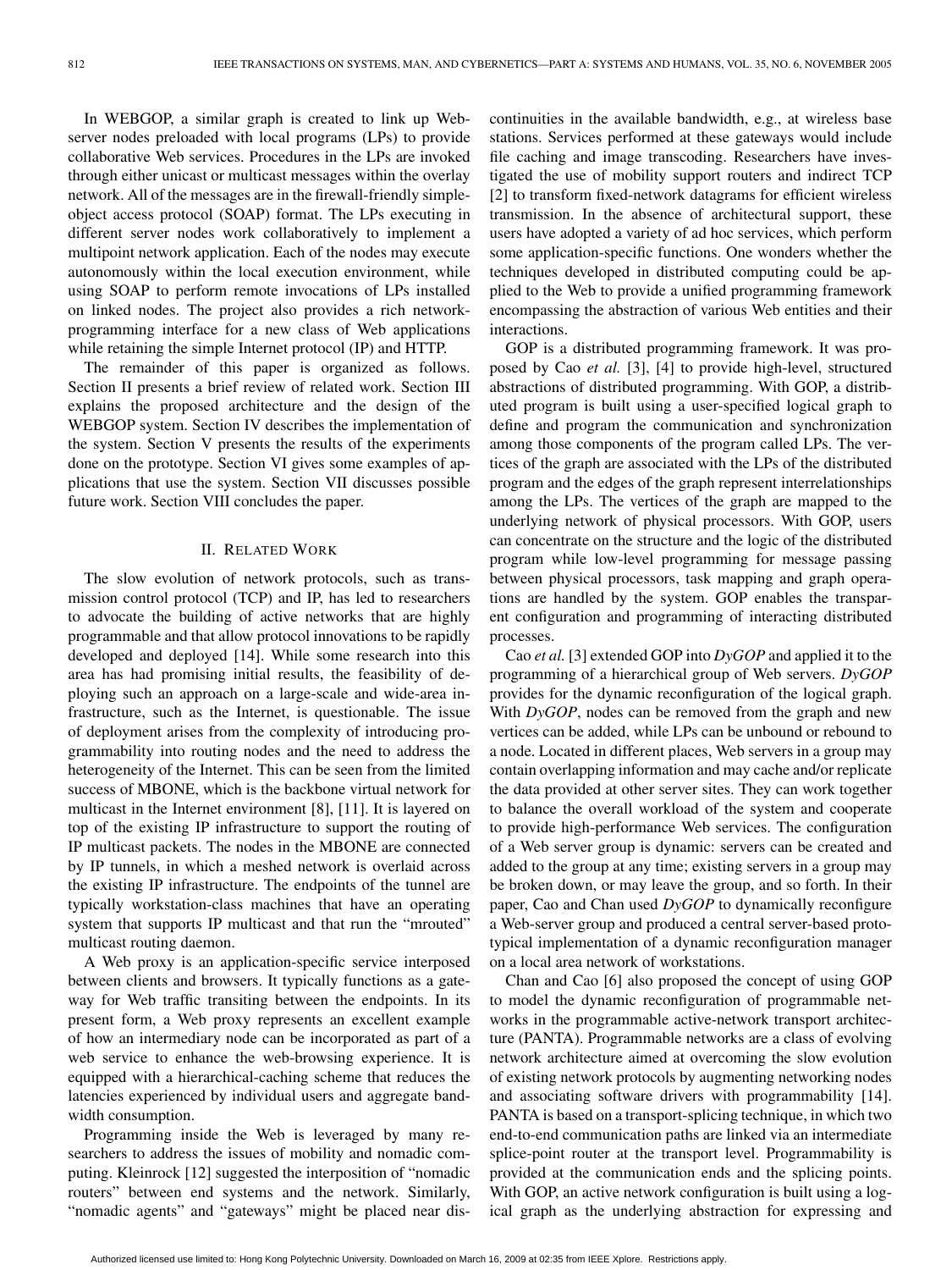In WEBGOP, a similar graph is created to link up Web-server nodes preloaded with local programs (LPs) to provide collaborative Web services. Procedures in the LPs are invoked through either unicast or multicast messages within the overlay network. All of the messages are in the firewall-friendly simple-object access protocol (SOAP) format. The LPs executing in different server nodes work collaboratively to implement a multipoint network application. Each of the nodes may execute autonomously within the local execution environment, while using SOAP to perform remote invocations of LPs installed on linked nodes. The project also provides a rich network-programming interface for a new class of Web applications while retaining the simple Internet protocol (IP) and HTTP.

The remainder of this paper is organized as follows. Section II presents a brief review of related work. Section III explains the proposed architecture and the design of the WEBGOP system. Section IV describes the implementation of the system. Section V presents the results of the experiments done on the prototype. Section VI gives some examples of applications that use the system. Section VII discusses possible future work. Section VIII concludes the paper.

## II. Related Work

The slow evolution of network protocols, such as transmission control protocol (TCP) and IP, has led to researchers to advocate the building of active networks that are highly programmable and that allow protocol innovations to be rapidly developed and deployed [14]. While some research into this area has had promising initial results, the feasibility of deploying such an approach on a large-scale and wide-area infrastructure, such as the Internet, is questionable. The issue of deployment arises from the complexity of introducing programmability into routing nodes and the need to address the heterogeneity of the Internet. This can be seen from the limited success of MBONE, which is the backbone virtual network for multicast in the Internet environment [8], [11]. It is layered on top of the existing IP infrastructure to support the routing of IP multicast packets. The nodes in the MBONE are connected by IP tunnels, in which a meshed network is overlaid across the existing IP infrastructure. The endpoints of the tunnel are typically workstation-class machines that have an operating system that supports IP multicast and that run the "mrouted" multicast routing daemon.

A Web proxy is an application-specific service interposed between clients and browsers. It typically functions as a gateway for Web traffic transiting between the endpoints. In its present form, a Web proxy represents an excellent example of how an intermediary node can be incorporated as part of a web service to enhance the web-browsing experience. It is equipped with a hierarchical-caching scheme that reduces the latencies experienced by individual users and aggregate bandwidth consumption.

Programming inside the Web is leveraged by many researchers to address the issues of mobility and nomadic computing. Kleinrock [12] suggested the interposition of "nomadic routers" between end systems and the network. Similarly, "nomadic agents" and "gateways" might be placed near discontinuities in the available bandwidth, e.g., at wireless base stations. Services performed at these gateways would include file caching and image transcoding. Researchers have investigated the use of mobility support routers and indirect TCP [2] to transform fixed-network datagrams for efficient wireless transmission. In the absence of architectural support, these users have adopted a variety of ad hoc services, which perform some application-specific functions. One wonders whether the techniques developed in distributed computing could be applied to the Web to provide a unified programming framework encompassing the abstraction of various Web entities and their interactions.

GOP is a distributed programming framework. It was proposed by Cao *et al.* [3], [4] to provide high-level, structured abstractions of distributed programming. With GOP, a distributed program is built using a user-specified logical graph to define and program the communication and synchronization among those components of the program called LPs. The vertices of the graph are associated with the LPs of the distributed program and the edges of the graph represent interrelationships among the LPs. The vertices of the graph are mapped to the underlying network of physical processors. With GOP, users can concentrate on the structure and the logic of the distributed program while low-level programming for message passing between physical processors, task mapping and graph operations are handled by the system. GOP enables the transparent configuration and programming of interacting distributed processes.

Cao *et al.* [3] extended GOP into *DyGOP* and applied it to the programming of a hierarchical group of Web servers. *DyGOP* provides for the dynamic reconfiguration of the logical graph. With *DyGOP*, nodes can be removed from the graph and new vertices can be added, while LPs can be unbound or rebound to a node. Located in different places, Web servers in a group may contain overlapping information and may cache and/or replicate the data provided at other server sites. They can work together to balance the overall workload of the system and cooperate to provide high-performance Web services. The configuration of a Web server group is dynamic: servers can be created and added to the group at any time; existing servers in a group may be broken down, or may leave the group, and so forth. In their paper, Cao and Chan used *DyGOP* to dynamically reconfigure a Web-server group and produced a central server-based prototypical implementation of a dynamic reconfiguration manager on a local area network of workstations.

Chan and Cao [6] also proposed the concept of using GOP to model the dynamic reconfiguration of programmable networks in the programmable active-network transport architecture (PANTA). Programmable networks are a class of evolving network architecture aimed at overcoming the slow evolution of existing network protocols by augmenting networking nodes and associating software drivers with programmability [14]. PANTA is based on a transport-splicing technique, in which two end-to-end communication paths are linked via an intermediate splice-point router at the transport level. Programmability is provided at the communication ends and the splicing points. With GOP, an active network configuration is built using a logical graph as the underlying abstraction for expressing and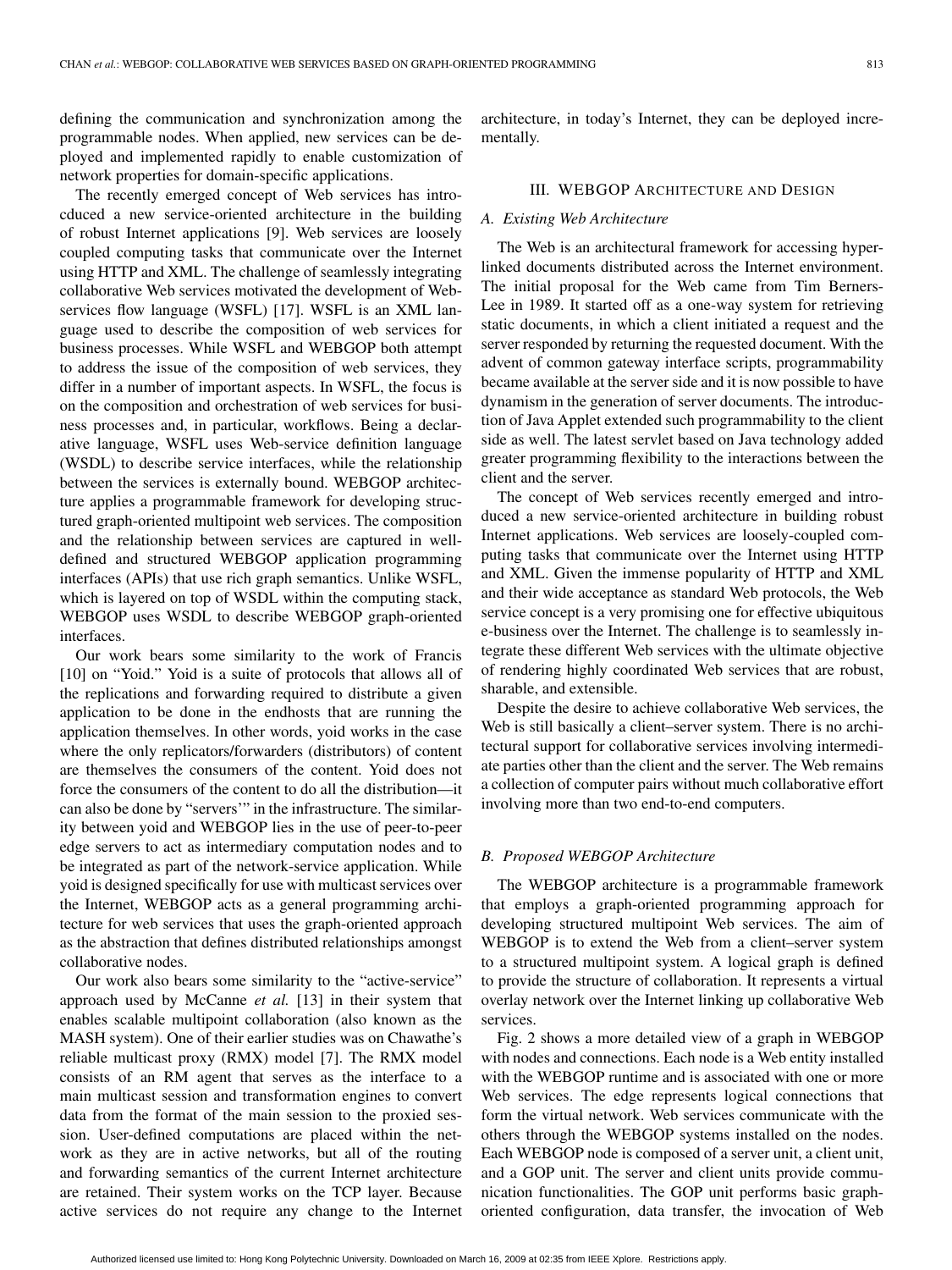defining the communication and synchronization among the programmable nodes. When applied, new services can be deployed and implemented rapidly to enable customization of network properties for domain-specific applications.

The recently emerged concept of Web services has introduced a new service-oriented architecture in the building of robust Internet applications [9]. Web services are loosely coupled computing tasks that communicate over the Internet using HTTP and XML. The challenge of seamlessly integrating collaborative Web services motivated the development of Web-services flow language (WSFL) [17]. WSFL is an XML language used to describe the composition of web services for business processes. While WSFL and WEBGOP both attempt to address the issue of the composition of web services, they differ in a number of important aspects. In WSFL, the focus is on the composition and orchestration of web services for business processes and, in particular, workflows. Being a declarative language, WSFL uses Web-service definition language (WSDL) to describe service interfaces, while the relationship between the services is externally bound. WEBGOP architecture applies a programmable framework for developing structured graph-oriented multipoint web services. The composition and the relationship between services are captured in well-defined and structured WEBGOP application programming interfaces (APIs) that use rich graph semantics. Unlike WSFL, which is layered on top of WSDL within the computing stack, WEBGOP uses WSDL to describe WEBGOP graph-oriented interfaces.

Our work bears some similarity to the work of Francis [10] on "Yoid." Yoid is a suite of protocols that allows all of the replications and forwarding required to distribute a given application to be done in the endhosts that are running the application themselves. In other words, yoid works in the case where the only replicators/forwarders (distributors) of content are themselves the consumers of the content. Yoid does not force the consumers of the content to do all the distribution—it can also be done by "servers'" in the infrastructure. The similarity between yoid and WEBGOP lies in the use of peer-to-peer edge servers to act as intermediary computation nodes and to be integrated as part of the network-service application. While yoid is designed specifically for use with multicast services over the Internet, WEBGOP acts as a general programming architecture for web services that uses the graph-oriented approach as the abstraction that defines distributed relationships amongst collaborative nodes.

Our work also bears some similarity to the "active-service" approach used by McCanne *et al.* [13] in their system that enables scalable multipoint collaboration (also known as the MASH system). One of their earlier studies was on Chawathe's reliable multicast proxy (RMX) model [7]. The RMX model consists of an RM agent that serves as the interface to a main multicast session and transformation engines to convert data from the format of the main session to the proxied session. User-defined computations are placed within the network as they are in active networks, but all of the routing and forwarding semantics of the current Internet architecture are retained. Their system works on the TCP layer. Because active services do not require any change to the Internet architecture, in today's Internet, they can be deployed incrementally.

## III. WEBGOP Architecture and Design

### A. Existing Web Architecture

The Web is an architectural framework for accessing hyperlinked documents distributed across the Internet environment. The initial proposal for the Web came from Tim Berners-Lee in 1989. It started off as a one-way system for retrieving static documents, in which a client initiated a request and the server responded by returning the requested document. With the advent of common gateway interface scripts, programmability became available at the server side and it is now possible to have dynamism in the generation of server documents. The introduction of Java Applet extended such programmability to the client side as well. The latest servlet based on Java technology added greater programming flexibility to the interactions between the client and the server.

The concept of Web services recently emerged and introduced a new service-oriented architecture in building robust Internet applications. Web services are loosely-coupled computing tasks that communicate over the Internet using HTTP and XML. Given the immense popularity of HTTP and XML and their wide acceptance as standard Web protocols, the Web service concept is a very promising one for effective ubiquitous e-business over the Internet. The challenge is to seamlessly integrate these different Web services with the ultimate objective of rendering highly coordinated Web services that are robust, sharable, and extensible.

Despite the desire to achieve collaborative Web services, the Web is still basically a client–server system. There is no architectural support for collaborative services involving intermediate parties other than the client and the server. The Web remains a collection of computer pairs without much collaborative effort involving more than two end-to-end computers.

### B. Proposed WEBGOP Architecture

The WEBGOP architecture is a programmable framework that employs a graph-oriented programming approach for developing structured multipoint Web services. The aim of WEBGOP is to extend the Web from a client–server system to a structured multipoint system. A logical graph is defined to provide the structure of collaboration. It represents a virtual overlay network over the Internet linking up collaborative Web services.

Fig. 2 shows a more detailed view of a graph in WEBGOP with nodes and connections. Each node is a Web entity installed with the WEBGOP runtime and is associated with one or more Web services. The edge represents logical connections that form the virtual network. Web services communicate with the others through the WEBGOP systems installed on the nodes. Each WEBGOP node is composed of a server unit, a client unit, and a GOP unit. The server and client units provide communication functionalities. The GOP unit performs basic graph-oriented configuration, data transfer, the invocation of Web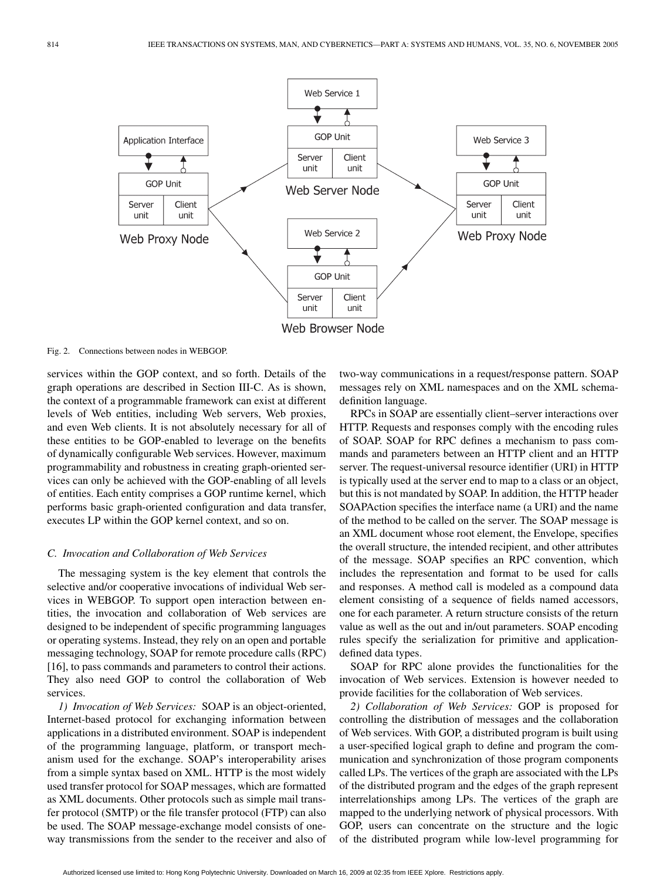Application Interface

GOP Unit

Server unit

Client unit

Web Proxy Node

Web Service 1

GOP Unit

Server unit

Client unit

Web Server Node

Web Service 2

GOP Unit

Server unit

Client unit

Web Browser Node

Web Service 3

GOP Unit

Server unit

Client unit

Web Proxy Node

Fig. 2. Connections between nodes in WEBGOP.

services within the GOP context, and so forth. Details of the graph operations are described in Section III-C. As is shown, the context of a programmable framework can exist at different levels of Web entities, including Web servers, Web proxies, and even Web clients. It is not absolutely necessary for all of these entities to be GOP-enabled to leverage on the benefits of dynamically configurable Web services. However, maximum programmability and robustness in creating graph-oriented services can only be achieved with the GOP-enabling of all levels of entities. Each entity comprises a GOP runtime kernel, which performs basic graph-oriented configuration and data transfer, executes LP within the GOP kernel context, and so on.

### C. Invocation and Collaboration of Web Services

The messaging system is the key element that controls the selective and/or cooperative invocations of individual Web services in WEBGOP. To support open interaction between entities, the invocation and collaboration of Web services are designed to be independent of specific programming languages or operating systems. Instead, they rely on an open and portable messaging technology, SOAP for remote procedure calls (RPC) [16], to pass commands and parameters to control their actions. They also need GOP to control the collaboration of Web services.

*1) Invocation of Web Services:* SOAP is an object-oriented, Internet-based protocol for exchanging information between applications in a distributed environment. SOAP is independent of the programming language, platform, or transport mechanism used for the exchange. SOAP's interoperability arises from a simple syntax based on XML. HTTP is the most widely used transfer protocol for SOAP messages, which are formatted as XML documents. Other protocols such as simple mail transfer protocol (SMTP) or the file transfer protocol (FTP) can also be used. The SOAP message-exchange model consists of one-way transmissions from the sender to the receiver and also of two-way communications in a request/response pattern. SOAP messages rely on XML namespaces and on the XML schema-definition language.

RPCs in SOAP are essentially client–server interactions over HTTP. Requests and responses comply with the encoding rules of SOAP. SOAP for RPC defines a mechanism to pass commands and parameters between an HTTP client and an HTTP server. The request-universal resource identifier (URI) in HTTP is typically used at the server end to map to a class or an object, but this is not mandated by SOAP. In addition, the HTTP header SOAPAction specifies the interface name (a URI) and the name of the method to be called on the server. The SOAP message is an XML document whose root element, the Envelope, specifies the overall structure, the intended recipient, and other attributes of the message. SOAP specifies an RPC convention, which includes the representation and format to be used for calls and responses. A method call is modeled as a compound data element consisting of a sequence of fields named accessors, one for each parameter. A return structure consists of the return value as well as the out and in/out parameters. SOAP encoding rules specify the serialization for primitive and application-defined data types.

SOAP for RPC alone provides the functionalities for the invocation of Web services. Extension is however needed to provide facilities for the collaboration of Web services.

*2) Collaboration of Web Services:* GOP is proposed for controlling the distribution of messages and the collaboration of Web services. With GOP, a distributed program is built using a user-specified logical graph to define and program the communication and synchronization of those program components called LPs. The vertices of the graph are associated with the LPs of the distributed program and the edges of the graph represent interrelationships among LPs. The vertices of the graph are mapped to the underlying network of physical processors. With GOP, users can concentrate on the structure and the logic of the distributed program while low-level programming for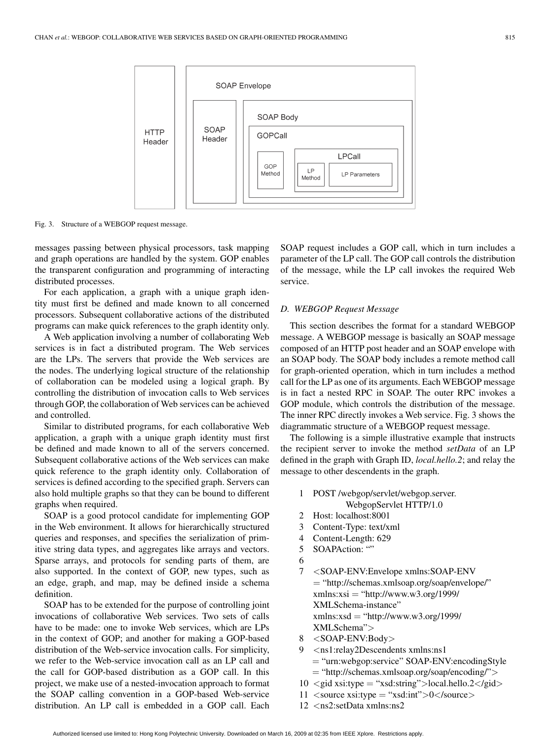HTTP Header

SOAP Envelope

SOAP Header

SOAP Body

GOPCall

GOP Method

LPCall

LP Method

LP Parameters

Fig. 3. Structure of a WEBGOP request message.

messages passing between physical processors, task mapping and graph operations are handled by the system. GOP enables the transparent configuration and programming of interacting distributed processes.

For each application, a graph with a unique graph identity must first be defined and made known to all concerned processors. Subsequent collaborative actions of the distributed programs can make quick references to the graph identity only.

A Web application involving a number of collaborating Web services is in fact a distributed program. The Web services are the LPs. The servers that provide the Web services are the nodes. The underlying logical structure of the relationship of collaboration can be modeled using a logical graph. By controlling the distribution of invocation calls to Web services through GOP, the collaboration of Web services can be achieved and controlled.

Similar to distributed programs, for each collaborative Web application, a graph with a unique graph identity must first be defined and made known to all of the servers concerned. Subsequent collaborative actions of the Web services can make quick reference to the graph identity only. Collaboration of services is defined according to the specified graph. Servers can also hold multiple graphs so that they can be bound to different graphs when required.

SOAP is a good protocol candidate for implementing GOP in the Web environment. It allows for hierarchically structured queries and responses, and specifies the serialization of primitive string data types, and aggregates like arrays and vectors. Sparse arrays, and protocols for sending parts of them, are also supported. In the context of GOP, new types, such as an edge, graph, and map, may be defined inside a schema definition.

SOAP has to be extended for the purpose of controlling joint invocations of collaborative Web services. Two sets of calls have to be made: one to invoke Web services, which are LPs in the context of GOP; and another for making a GOP-based distribution of the Web-service invocation calls. For simplicity, we refer to the Web-service invocation call as an LP call and the call for GOP-based distribution as a GOP call. In this project, we make use of a nested-invocation approach to format the SOAP calling convention in a GOP-based Web-service distribution. An LP call is embedded in a GOP call. Each SOAP request includes a GOP call, which in turn includes a parameter of the LP call. The GOP call controls the distribution of the message, while the LP call invokes the required Web service.

### D. WEBGOP Request Message

This section describes the format for a standard WEBGOP message. A WEBGOP message is basically an SOAP message composed of an HTTP post header and an SOAP envelope with an SOAP body. The SOAP body includes a remote method call for graph-oriented operation, which in turn includes a method call for the LP as one of its arguments. Each WEBGOP message is in fact a nested RPC in SOAP. The outer RPC invokes a GOP module, which controls the distribution of the message. The inner RPC directly invokes a Web service. Fig. 3 shows the diagrammatic structure of a WEBGOP request message.

The following is a simple illustrative example that instructs the recipient server to invoke the method *setData* of an LP defined in the graph with Graph ID, *local.hello.2*; and relay the message to other descendents in the graph.

```
1  POST /webgop/servlet/webgop.server.
         WebgopServlet HTTP/1.0
2  Host: localhost:8001
3  Content-Type: text/xml
4  Content-Length: 629
5  SOAPAction: “”
6
7  <SOAP-ENV:Envelope xmlns:SOAP-ENV
   = “http://schemas.xmlsoap.org/soap/envelope/”
   xmlns:xsi = “http://www.w3.org/1999/
   XMLSchema-instance”
   xmlns:xsd = “http://www.w3.org/1999/
   XMLSchema”>
8  <SOAP-ENV:Body>
9  <ns1:relay2Descendents xmlns:ns1
   = “urn:webgop:service” SOAP-ENV:encodingStyle
   = “http://schemas.xmlsoap.org/soap/encoding/”>
10 <gid xsi:type = “xsd:string”>local.hello.2</gid>
11 <source xsi:type = “xsd:int”>0</source>
12 <ns2:setData xmlns:ns2
```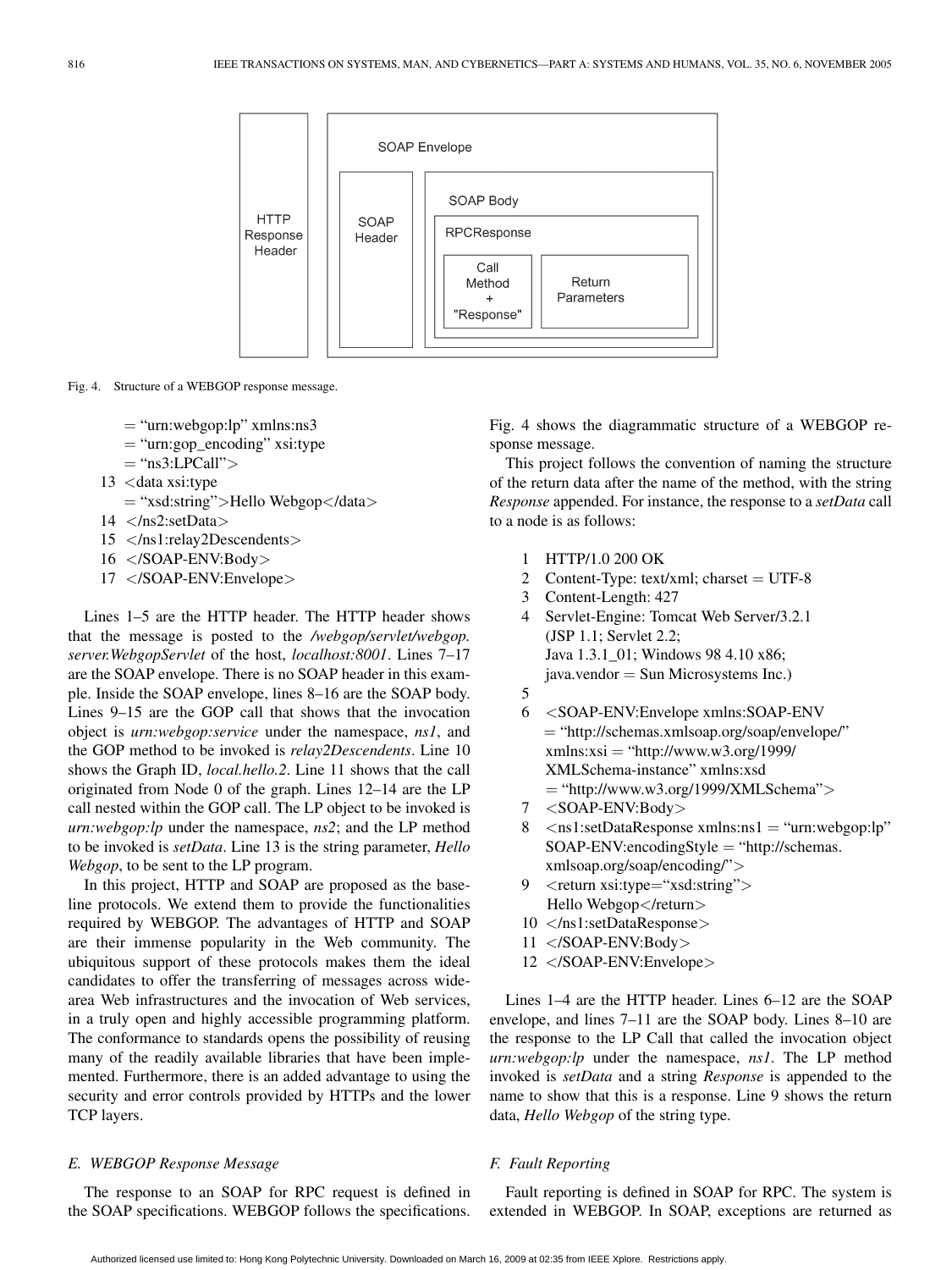Fig. 4. Structure of a WEBGOP response message.

```
    = "urn:webgop:lp" xmlns:ns3
    = "urn:gop_encoding" xsi:type
    = "ns3:LPCall">
13 <data xsi:type
    = "xsd:string">Hello Webgop</data>
14 </ns2:setData>
15 </ns1:relay2Descendents>
16 </SOAP-ENV:Body>
17 </SOAP-ENV:Envelope>
```

Lines 1–5 are the HTTP header. The HTTP header shows that the message is posted to the */webgop/servlet/webgop.server.WebgopServlet* of the host, *localhost:8001*. Lines 7–17 are the SOAP envelope. There is no SOAP header in this example. Inside the SOAP envelope, lines 8–16 are the SOAP body. Lines 9–15 are the GOP call that shows that the invocation object is *urn:webgop:service* under the namespace, *ns1*, and the GOP method to be invoked is *relay2Descendents*. Line 10 shows the Graph ID, *local.hello.2*. Line 11 shows that the call originated from Node 0 of the graph. Lines 12–14 are the LP call nested within the GOP call. The LP object to be invoked is *urn:webgop:lp* under the namespace, *ns2*; and the LP method to be invoked is *setData*. Line 13 is the string parameter, *Hello Webgop*, to be sent to the LP program.

In this project, HTTP and SOAP are proposed as the baseline protocols. We extend them to provide the functionalities required by WEBGOP. The advantages of HTTP and SOAP are their immense popularity in the Web community. The ubiquitous support of these protocols makes them the ideal candidates to offer the transferring of messages across wide-area Web infrastructures and the invocation of Web services, in a truly open and highly accessible programming platform. The conformance to standards opens the possibility of reusing many of the readily available libraries that have been implemented. Furthermore, there is an added advantage to using the security and error controls provided by HTTPs and the lower TCP layers.

### E. WEBGOP Response Message

The response to an SOAP for RPC request is defined in the SOAP specifications. WEBGOP follows the specifications. Fig. 4 shows the diagrammatic structure of a WEBGOP response message.

This project follows the convention of naming the structure of the return data after the name of the method, with the string *Response* appended. For instance, the response to a *setData* call to a node is as follows:

```
1  HTTP/1.0 200 OK
2  Content-Type: text/xml; charset = UTF-8
3  Content-Length: 427
4  Servlet-Engine: Tomcat Web Server/3.2.1
   (JSP 1.1; Servlet 2.2;
   Java 1.3.1_01; Windows 98 4.10 x86;
   java.vendor = Sun Microsystems Inc.)
5
6  <SOAP-ENV:Envelope xmlns:SOAP-ENV
   = "http://schemas.xmlsoap.org/soap/envelope/"
   xmlns:xsi = "http://www.w3.org/1999/
   XMLSchema-instance" xmlns:xsd
   = "http://www.w3.org/1999/XMLSchema">
7  <SOAP-ENV:Body>
8  <ns1:setDataResponse xmlns:ns1 = "urn:webgop:lp"
   SOAP-ENV:encodingStyle = "http://schemas.
   xmlsoap.org/soap/encoding/">
9  <return xsi:type="xsd:string">
   Hello Webgop</return>
10 </ns1:setDataResponse>
11 </SOAP-ENV:Body>
12 </SOAP-ENV:Envelope>
```

Lines 1–4 are the HTTP header. Lines 6–12 are the SOAP envelope, and lines 7–11 are the SOAP body. Lines 8–10 are the response to the LP Call that called the invocation object *urn:webgop:lp* under the namespace, *ns1*. The LP method invoked is *setData* and a string *Response* is appended to the name to show that this is a response. Line 9 shows the return data, *Hello Webgop* of the string type.

### F. Fault Reporting

Fault reporting is defined in SOAP for RPC. The system is extended in WEBGOP. In SOAP, exceptions are returned as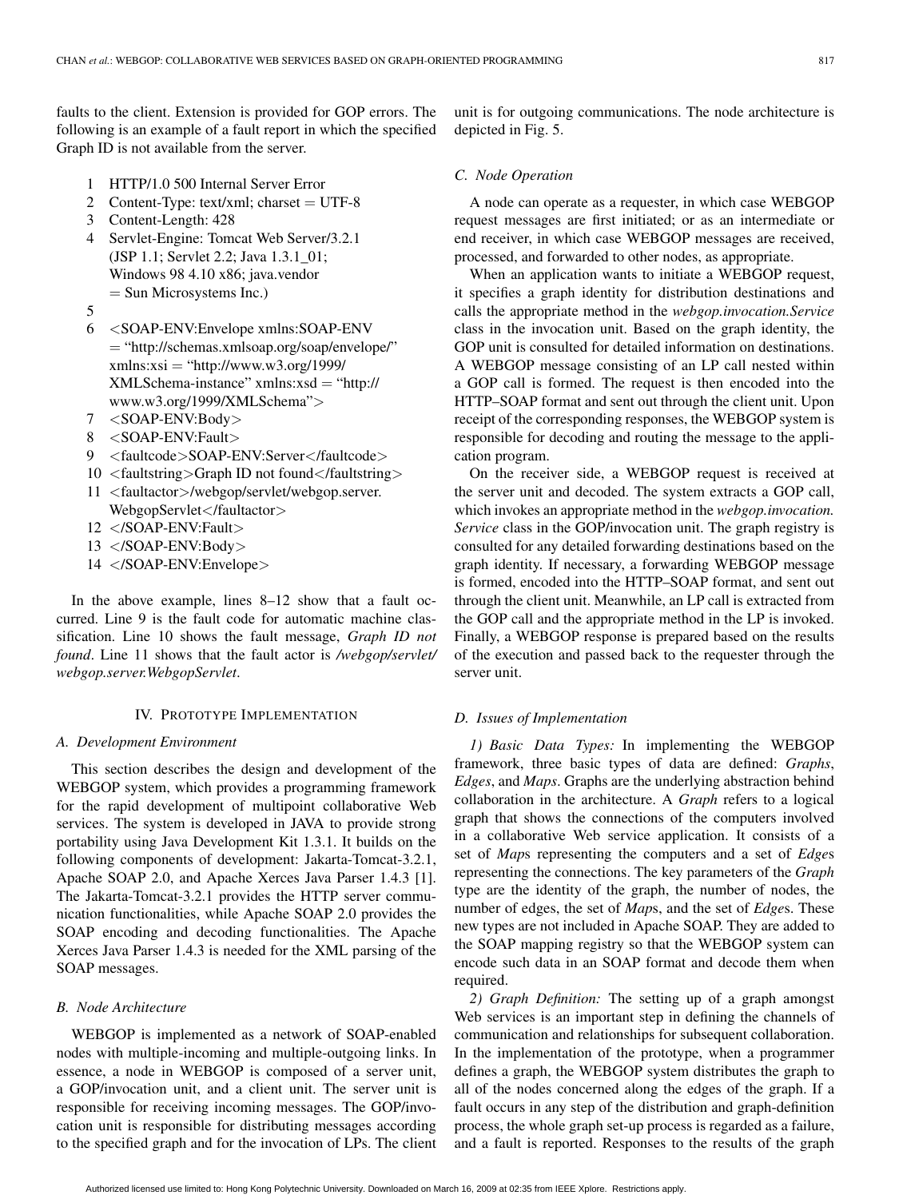faults to the client. Extension is provided for GOP errors. The following is an example of a fault report in which the specified Graph ID is not available from the server.

```
1  HTTP/1.0 500 Internal Server Error
2  Content-Type: text/xml; charset = UTF-8
3  Content-Length: 428
4  Servlet-Engine: Tomcat Web Server/3.2.1
   (JSP 1.1; Servlet 2.2; Java 1.3.1_01;
   Windows 98 4.10 x86; java.vendor
   = Sun Microsystems Inc.)
5
6  <SOAP-ENV:Envelope xmlns:SOAP-ENV
   = "http://schemas.xmlsoap.org/soap/envelope/"
   xmlns:xsi = "http://www.w3.org/1999/
   XMLSchema-instance" xmlns:xsd = "http://
   www.w3.org/1999/XMLSchema">
7  <SOAP-ENV:Body>
8  <SOAP-ENV:Fault>
9  <faultcode>SOAP-ENV:Server</faultcode>
10 <faultstring>Graph ID not found</faultstring>
11 <faultactor>/webgop/servlet/webgop.server.
   WebgopServlet</faultactor>
12 </SOAP-ENV:Fault>
13 </SOAP-ENV:Body>
14 </SOAP-ENV:Envelope>
```

In the above example, lines 8–12 show that a fault occurred. Line 9 is the fault code for automatic machine classification. Line 10 shows the fault message, *Graph ID not found*. Line 11 shows that the fault actor is */webgop/servlet/webgop.server.WebgopServlet*.

## IV. Prototype Implementation

### A. Development Environment

This section describes the design and development of the WEBGOP system, which provides a programming framework for the rapid development of multipoint collaborative Web services. The system is developed in JAVA to provide strong portability using Java Development Kit 1.3.1. It builds on the following components of development: Jakarta-Tomcat-3.2.1, Apache SOAP 2.0, and Apache Xerces Java Parser 1.4.3 [1]. The Jakarta-Tomcat-3.2.1 provides the HTTP server communication functionalities, while Apache SOAP 2.0 provides the SOAP encoding and decoding functionalities. The Apache Xerces Java Parser 1.4.3 is needed for the XML parsing of the SOAP messages.

### B. Node Architecture

WEBGOP is implemented as a network of SOAP-enabled nodes with multiple-incoming and multiple-outgoing links. In essence, a node in WEBGOP is composed of a server unit, a GOP/invocation unit, and a client unit. The server unit is responsible for receiving incoming messages. The GOP/invocation unit is responsible for distributing messages according to the specified graph and for the invocation of LPs. The client unit is for outgoing communications. The node architecture is depicted in Fig. 5.

### C. Node Operation

A node can operate as a requester, in which case WEBGOP request messages are first initiated; or as an intermediate or end receiver, in which case WEBGOP messages are received, processed, and forwarded to other nodes, as appropriate.

When an application wants to initiate a WEBGOP request, it specifies a graph identity for distribution destinations and calls the appropriate method in the *webgop.invocation.Service* class in the invocation unit. Based on the graph identity, the GOP unit is consulted for detailed information on destinations. A WEBGOP message consisting of an LP call nested within a GOP call is formed. The request is then encoded into the HTTP–SOAP format and sent out through the client unit. Upon receipt of the corresponding responses, the WEBGOP system is responsible for decoding and routing the message to the application program.

On the receiver side, a WEBGOP request is received at the server unit and decoded. The system extracts a GOP call, which invokes an appropriate method in the *webgop.invocation.Service* class in the GOP/invocation unit. The graph registry is consulted for any detailed forwarding destinations based on the graph identity. If necessary, a forwarding WEBGOP message is formed, encoded into the HTTP–SOAP format, and sent out through the client unit. Meanwhile, an LP call is extracted from the GOP call and the appropriate method in the LP is invoked. Finally, a WEBGOP response is prepared based on the results of the execution and passed back to the requester through the server unit.

### D. Issues of Implementation

*1) Basic Data Types:* In implementing the WEBGOP framework, three basic types of data are defined: *Graphs*, *Edges*, and *Maps*. Graphs are the underlying abstraction behind collaboration in the architecture. A *Graph* refers to a logical graph that shows the connections of the computers involved in a collaborative Web service application. It consists of a set of *Map*s representing the computers and a set of *Edge*s representing the connections. The key parameters of the *Graph* type are the identity of the graph, the number of nodes, the number of edges, the set of *Map*s, and the set of *Edge*s. These new types are not included in Apache SOAP. They are added to the SOAP mapping registry so that the WEBGOP system can encode such data in an SOAP format and decode them when required.

*2) Graph Definition:* The setting up of a graph amongst Web services is an important step in defining the channels of communication and relationships for subsequent collaboration. In the implementation of the prototype, when a programmer defines a graph, the WEBGOP system distributes the graph to all of the nodes concerned along the edges of the graph. If a fault occurs in any step of the distribution and graph-definition process, the whole graph set-up process is regarded as a failure, and a fault is reported. Responses to the results of the graph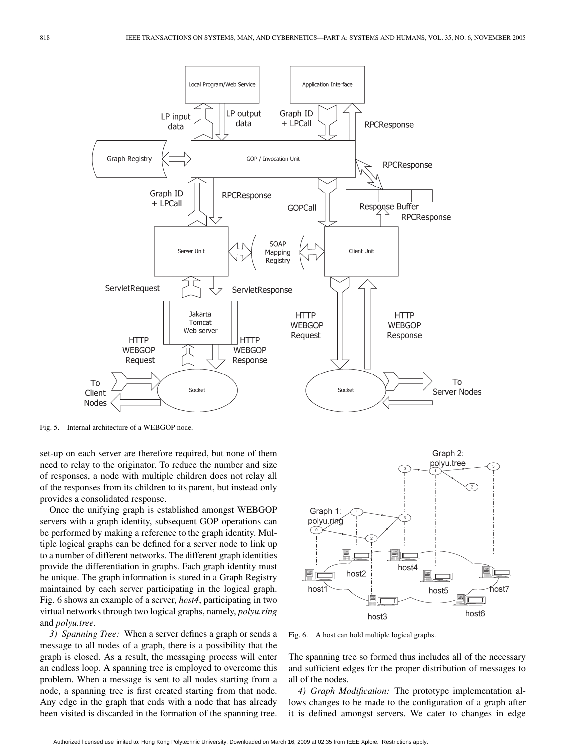Fig. 5. Internal architecture of a WEBGOP node.

set-up on each server are therefore required, but none of them need to relay to the originator. To reduce the number and size of responses, a node with multiple children does not relay all of the responses from its children to its parent, but instead only provides a consolidated response.

Once the unifying graph is established amongst WEBGOP servers with a graph identity, subsequent GOP operations can be performed by making a reference to the graph identity. Multiple logical graphs can be defined for a server node to link up to a number of different networks. The different graph identities provide the differentiation in graphs. Each graph identity must be unique. The graph information is stored in a Graph Registry maintained by each server participating in the logical graph. Fig. 6 shows an example of a server, *host4*, participating in two virtual networks through two logical graphs, namely, *polyu.ring* and *polyu.tree*.

*3) Spanning Tree:* When a server defines a graph or sends a message to all nodes of a graph, there is a possibility that the graph is closed. As a result, the messaging process will enter an endless loop. A spanning tree is employed to overcome this problem. When a message is sent to all nodes starting from a node, a spanning tree is first created starting from that node. Any edge in the graph that ends with a node that has already been visited is discarded in the formation of the spanning tree. The spanning tree so formed thus includes all of the necessary and sufficient edges for the proper distribution of messages to all of the nodes.

Fig. 6. A host can hold multiple logical graphs.

*4) Graph Modification:* The prototype implementation allows changes to be made to the configuration of a graph after it is defined amongst servers. We cater to changes in edge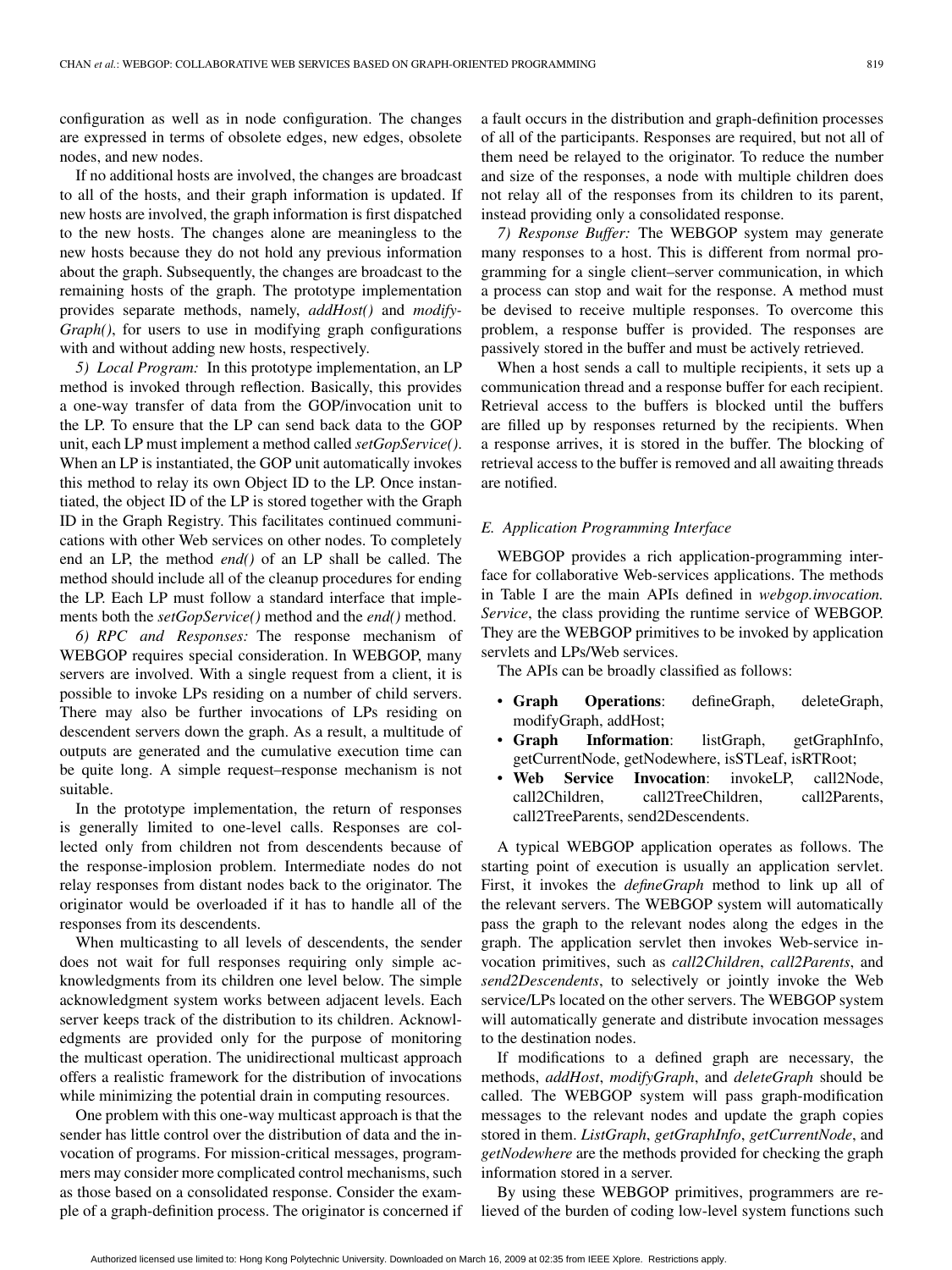configuration as well as in node configuration. The changes are expressed in terms of obsolete edges, new edges, obsolete nodes, and new nodes.

If no additional hosts are involved, the changes are broadcast to all of the hosts, and their graph information is updated. If new hosts are involved, the graph information is first dispatched to the new hosts. The changes alone are meaningless to the new hosts because they do not hold any previous information about the graph. Subsequently, the changes are broadcast to the remaining hosts of the graph. The prototype implementation provides separate methods, namely, *addHost()* and *modifyGraph()*, for users to use in modifying graph configurations with and without adding new hosts, respectively.

*5) Local Program:* In this prototype implementation, an LP method is invoked through reflection. Basically, this provides a one-way transfer of data from the GOP/invocation unit to the LP. To ensure that the LP can send back data to the GOP unit, each LP must implement a method called *setGopService()*. When an LP is instantiated, the GOP unit automatically invokes this method to relay its own Object ID to the LP. Once instantiated, the object ID of the LP is stored together with the Graph ID in the Graph Registry. This facilitates continued communications with other Web services on other nodes. To completely end an LP, the method *end()* of an LP shall be called. The method should include all of the cleanup procedures for ending the LP. Each LP must follow a standard interface that implements both the *setGopService()* method and the *end()* method.

*6) RPC and Responses:* The response mechanism of WEBGOP requires special consideration. In WEBGOP, many servers are involved. With a single request from a client, it is possible to invoke LPs residing on a number of child servers. There may also be further invocations of LPs residing on descendent servers down the graph. As a result, a multitude of outputs are generated and the cumulative execution time can be quite long. A simple request–response mechanism is not suitable.

In the prototype implementation, the return of responses is generally limited to one-level calls. Responses are collected only from children not from descendents because of the response-implosion problem. Intermediate nodes do not relay responses from distant nodes back to the originator. The originator would be overloaded if it has to handle all of the responses from its descendents.

When multicasting to all levels of descendents, the sender does not wait for full responses requiring only simple acknowledgments from its children one level below. The simple acknowledgment system works between adjacent levels. Each server keeps track of the distribution to its children. Acknowledgments are provided only for the purpose of monitoring the multicast operation. The unidirectional multicast approach offers a realistic framework for the distribution of invocations while minimizing the potential drain in computing resources.

One problem with this one-way multicast approach is that the sender has little control over the distribution of data and the invocation of programs. For mission-critical messages, programmers may consider more complicated control mechanisms, such as those based on a consolidated response. Consider the example of a graph-definition process. The originator is concerned if a fault occurs in the distribution and graph-definition processes of all of the participants. Responses are required, but not all of them need be relayed to the originator. To reduce the number and size of the responses, a node with multiple children does not relay all of the responses from its children to its parent, instead providing only a consolidated response.

*7) Response Buffer:* The WEBGOP system may generate many responses to a host. This is different from normal programming for a single client–server communication, in which a process can stop and wait for the response. A method must be devised to receive multiple responses. To overcome this problem, a response buffer is provided. The responses are passively stored in the buffer and must be actively retrieved.

When a host sends a call to multiple recipients, it sets up a communication thread and a response buffer for each recipient. Retrieval access to the buffers is blocked until the buffers are filled up by responses returned by the recipients. When a response arrives, it is stored in the buffer. The blocking of retrieval access to the buffer is removed and all awaiting threads are notified.

### *E. Application Programming Interface*

WEBGOP provides a rich application-programming interface for collaborative Web-services applications. The methods in Table I are the main APIs defined in *webgop.invocation.Service*, the class providing the runtime service of WEBGOP. They are the WEBGOP primitives to be invoked by application servlets and LPs/Web services.

The APIs can be broadly classified as follows:

- **Graph Operations**: defineGraph, deleteGraph, modifyGraph, addHost;
- **Graph Information**: listGraph, getGraphInfo, getCurrentNode, getNodewhere, isSTLeaf, isRTRoot;
- **Web Service Invocation**: invokeLP, call2Node, call2Children, call2TreeChildren, call2Parents, call2TreeParents, send2Descendents.

A typical WEBGOP application operates as follows. The starting point of execution is usually an application servlet. First, it invokes the *defineGraph* method to link up all of the relevant servers. The WEBGOP system will automatically pass the graph to the relevant nodes along the edges in the graph. The application servlet then invokes Web-service invocation primitives, such as *call2Children*, *call2Parents*, and *send2Descendents*, to selectively or jointly invoke the Web service/LPs located on the other servers. The WEBGOP system will automatically generate and distribute invocation messages to the destination nodes.

If modifications to a defined graph are necessary, the methods, *addHost*, *modifyGraph*, and *deleteGraph* should be called. The WEBGOP system will pass graph-modification messages to the relevant nodes and update the graph copies stored in them. *ListGraph*, *getGraphInfo*, *getCurrentNode*, and *getNodewhere* are the methods provided for checking the graph information stored in a server.

By using these WEBGOP primitives, programmers are relieved of the burden of coding low-level system functions such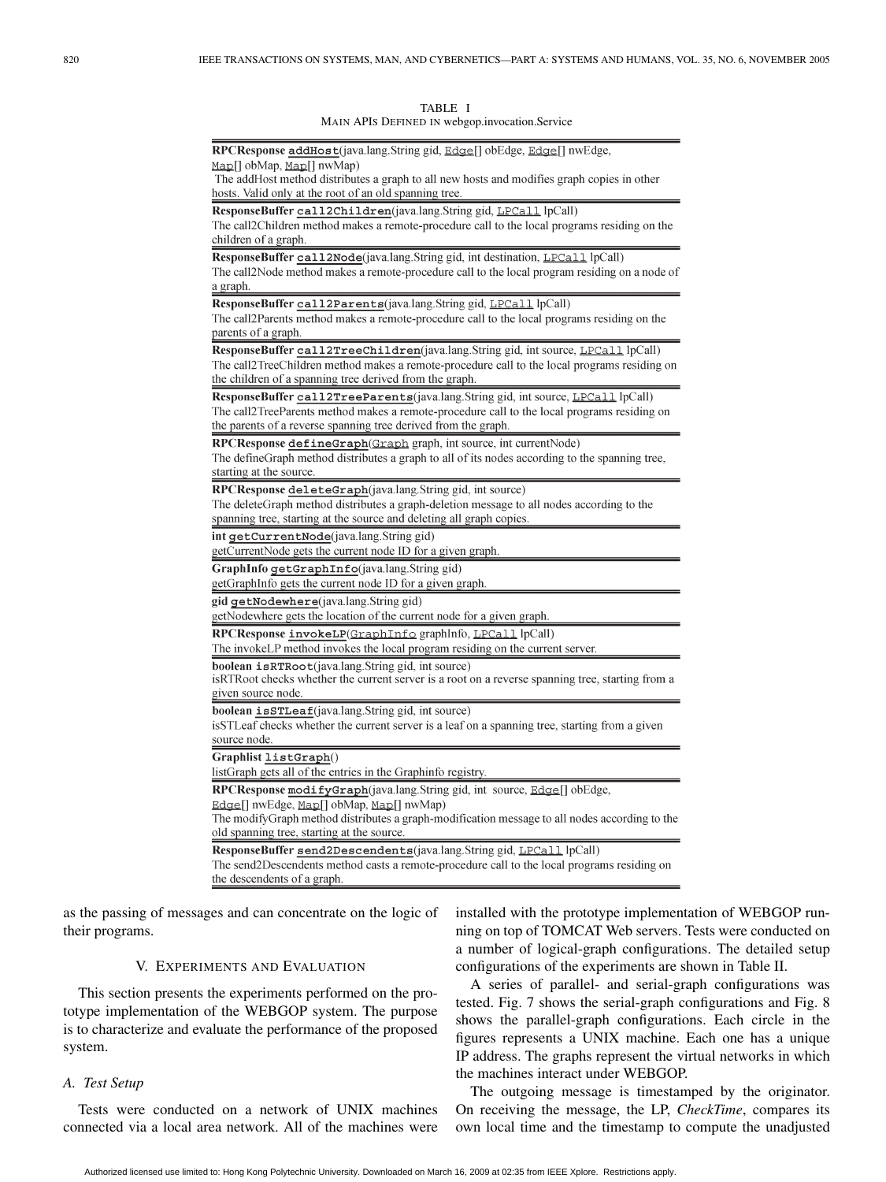TABLE I
MAIN APIs DEFINED IN webgop.invocation.Service

| |
|---|
| **RPCResponse** `addHost`(java.lang.String gid, Edge[] obEdge, Edge[] nwEdge, Map[] obMap, Map[] nwMap)<br>The addHost method distributes a graph to all new hosts and modifies graph copies in other hosts. Valid only at the root of an old spanning tree. |
| **ResponseBuffer** `call2Children`(java.lang.String gid, LPCall lpCall)<br>The call2Children method makes a remote-procedure call to the local programs residing on the children of a graph. |
| **ResponseBuffer** `call2Node`(java.lang.String gid, int destination, LPCall lpCall)<br>The call2Node method makes a remote-procedure call to the local program residing on a node of a graph. |
| **ResponseBuffer** `call2Parents`(java.lang.String gid, LPCall lpCall)<br>The call2Parents method makes a remote-procedure call to the local programs residing on the parents of a graph. |
| **ResponseBuffer** `call2TreeChildren`(java.lang.String gid, int source, LPCall lpCall)<br>The call2TreeChildren method makes a remote-procedure call to the local programs residing on the children of a spanning tree derived from the graph. |
| **ResponseBuffer** `call2TreeParents`(java.lang.String gid, int source, LPCall lpCall)<br>The call2TreeParents method makes a remote-procedure call to the local programs residing on the parents of a reverse spanning tree derived from the graph. |
| **RPCResponse** `defineGraph`(Graph graph, int source, int currentNode)<br>The defineGraph method distributes a graph to all of its nodes according to the spanning tree, starting at the source. |
| **RPCResponse** `deleteGraph`(java.lang.String gid, int source)<br>The deleteGraph method distributes a graph-deletion message to all nodes according to the spanning tree, starting at the source and deleting all graph copies. |
| **int** `getCurrentNode`(java.lang.String gid)<br>getCurrentNode gets the current node ID for a given graph. |
| **GraphInfo** `getGraphInfo`(java.lang.String gid)<br>getGraphInfo gets the current node ID for a given graph. |
| **gid** `getNodewhere`(java.lang.String gid)<br>getNodewhere gets the location of the current node for a given graph. |
| **RPCResponse** `invokeLP`(GraphInfo graphInfo, LPCall lpCall)<br>The invokeLP method invokes the local program residing on the current server. |
| **boolean** `isRTRoot`(java.lang.String gid, int source)<br>isRTRoot checks whether the current server is a root on a reverse spanning tree, starting from a given source node. |
| **boolean** `isSTLeaf`(java.lang.String gid, int source)<br>isSTLeaf checks whether the current server is a leaf on a spanning tree, starting from a given source node. |
| **Graphlist** `listGraph`()<br>listGraph gets all of the entries in the Graphinfo registry. |
| **RPCResponse** `modifyGraph`(java.lang.String gid, int source, Edge[] obEdge, Edge[] nwEdge, Map[] obMap, Map[] nwMap)<br>The modifyGraph method distributes a graph-modification message to all nodes according to the old spanning tree, starting at the source. |
| **ResponseBuffer** `send2Descendents`(java.lang.String gid, LPCall lpCall)<br>The send2Descendents method casts a remote-procedure call to the local programs residing on the descendents of a graph. |

as the passing of messages and can concentrate on the logic of their programs.

## V. EXPERIMENTS AND EVALUATION

This section presents the experiments performed on the prototype implementation of the WEBGOP system. The purpose is to characterize and evaluate the performance of the proposed system.

### A. Test Setup

Tests were conducted on a network of UNIX machines connected via a local area network. All of the machines were installed with the prototype implementation of WEBGOP running on top of TOMCAT Web servers. Tests were conducted on a number of logical-graph configurations. The detailed setup configurations of the experiments are shown in Table II.

A series of parallel- and serial-graph configurations was tested. Fig. 7 shows the serial-graph configurations and Fig. 8 shows the parallel-graph configurations. Each circle in the figures represents a UNIX machine. Each one has a unique IP address. The graphs represent the virtual networks in which the machines interact under WEBGOP.

The outgoing message is timestamped by the originator. On receiving the message, the LP, *CheckTime*, compares its own local time and the timestamp to compute the unadjusted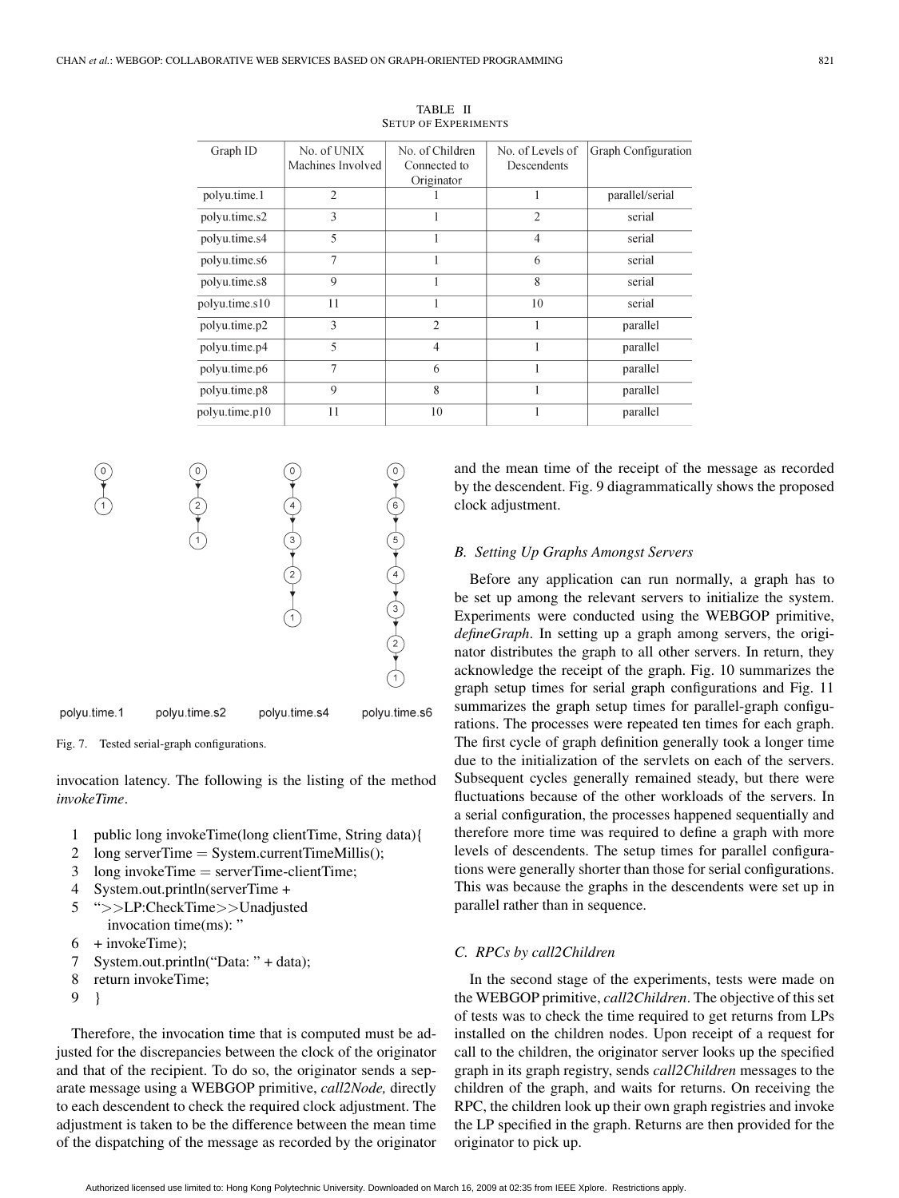TABLE II
SETUP OF EXPERIMENTS

| Graph ID | No. of UNIX Machines Involved | No. of Children Connected to Originator | No. of Levels of Descendents | Graph Configuration |
|---|---|---|---|---|
| polyu.time.1 | 2 | 1 | 1 | parallel/serial |
| polyu.time.s2 | 3 | 1 | 2 | serial |
| polyu.time.s4 | 5 | 1 | 4 | serial |
| polyu.time.s6 | 7 | 1 | 6 | serial |
| polyu.time.s8 | 9 | 1 | 8 | serial |
| polyu.time.s10 | 11 | 1 | 10 | serial |
| polyu.time.p2 | 3 | 2 | 1 | parallel |
| polyu.time.p4 | 5 | 4 | 1 | parallel |
| polyu.time.p6 | 7 | 6 | 1 | parallel |
| polyu.time.p8 | 9 | 8 | 1 | parallel |
| polyu.time.p10 | 11 | 10 | 1 | parallel |

Fig. 7. Tested serial-graph configurations.

invocation latency. The following is the listing of the method *invokeTime*.

```
1  public long invokeTime(long clientTime, String data){
2  long serverTime = System.currentTimeMillis();
3  long invokeTime = serverTime-clientTime;
4  System.out.println(serverTime +
5  ">>LP:CheckTime>>Unadjusted
     invocation time(ms): "
6  + invokeTime);
7  System.out.println("Data: " + data);
8  return invokeTime;
9  }
```

Therefore, the invocation time that is computed must be adjusted for the discrepancies between the clock of the originator and that of the recipient. To do so, the originator sends a separate message using a WEBGOP primitive, *call2Node,* directly to each descendent to check the required clock adjustment. The adjustment is taken to be the difference between the mean time of the dispatching of the message as recorded by the originator and the mean time of the receipt of the message as recorded by the descendent. Fig. 9 diagrammatically shows the proposed clock adjustment.

### B. Setting Up Graphs Amongst Servers

Before any application can run normally, a graph has to be set up among the relevant servers to initialize the system. Experiments were conducted using the WEBGOP primitive, *defineGraph*. In setting up a graph among servers, the originator distributes the graph to all other servers. In return, they acknowledge the receipt of the graph. Fig. 10 summarizes the graph setup times for serial graph configurations and Fig. 11 summarizes the graph setup times for parallel-graph configurations. The processes were repeated ten times for each graph. The first cycle of graph definition generally took a longer time due to the initialization of the servlets on each of the servers. Subsequent cycles generally remained steady, but there were fluctuations because of the other workloads of the servers. In a serial configuration, the processes happened sequentially and therefore more time was required to define a graph with more levels of descendents. The setup times for parallel configurations were generally shorter than those for serial configurations. This was because the graphs in the descendents were set up in parallel rather than in sequence.

### C. RPCs by call2Children

In the second stage of the experiments, tests were made on the WEBGOP primitive, *call2Children*. The objective of this set of tests was to check the time required to get returns from LPs installed on the children nodes. Upon receipt of a request for call to the children, the originator server looks up the specified graph in its graph registry, sends *call2Children* messages to the children of the graph, and waits for returns. On receiving the RPC, the children look up their own graph registries and invoke the LP specified in the graph. Returns are then provided for the originator to pick up.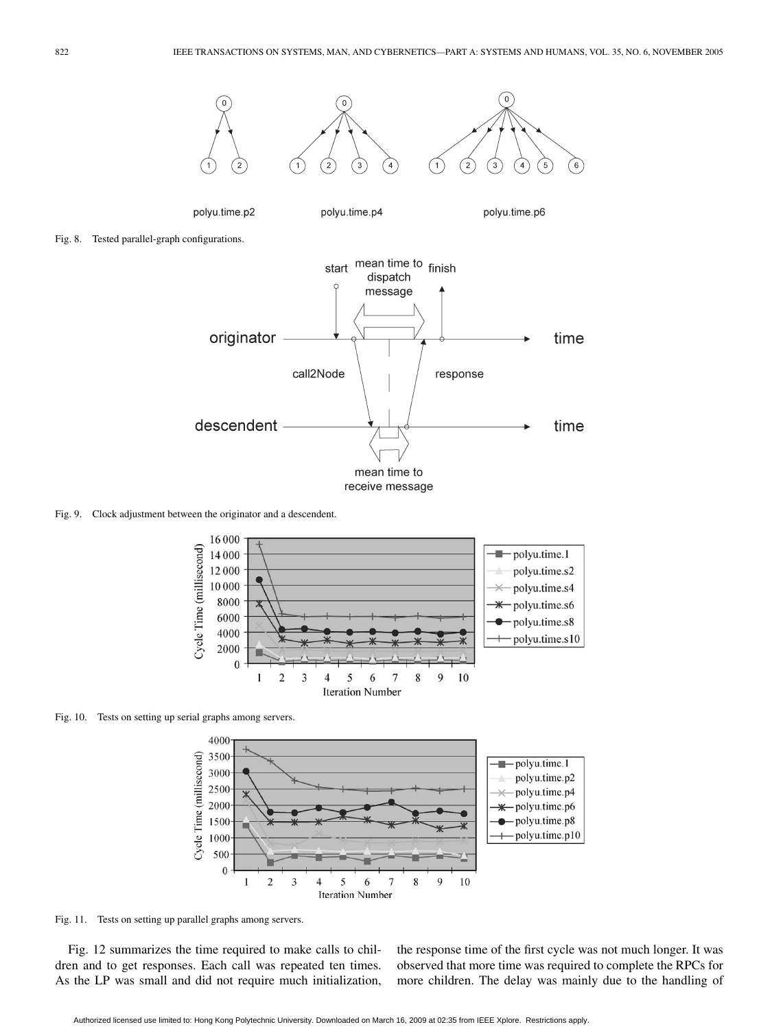Fig. 8. Tested parallel-graph configurations.

Fig. 9. Clock adjustment between the originator and a descendent.

Fig. 10. Tests on setting up serial graphs among servers.

Fig. 11. Tests on setting up parallel graphs among servers.

Fig. 12 summarizes the time required to make calls to children and to get responses. Each call was repeated ten times. As the LP was small and did not require much initialization, the response time of the first cycle was not much longer. It was observed that more time was required to complete the RPCs for more children. The delay was mainly due to the handling of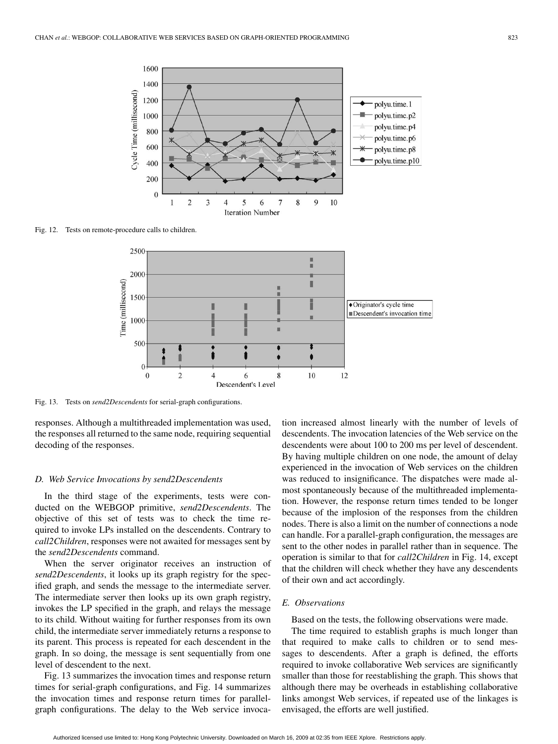Fig. 12. Tests on remote-procedure calls to children.

Fig. 13. Tests on *send2Descendents* for serial-graph configurations.

responses. Although a multithreaded implementation was used, the responses all returned to the same node, requiring sequential decoding of the responses.

### D. Web Service Invocations by send2Descendents

In the third stage of the experiments, tests were conducted on the WEBGOP primitive, *send2Descendents*. The objective of this set of tests was to check the time required to invoke LPs installed on the descendents. Contrary to *call2Children*, responses were not awaited for messages sent by the *send2Descendents* command.

When the server originator receives an instruction of *send2Descendents*, it looks up its graph registry for the specified graph, and sends the message to the intermediate server. The intermediate server then looks up its own graph registry, invokes the LP specified in the graph, and relays the message to its child. Without waiting for further responses from its own child, the intermediate server immediately returns a response to its parent. This process is repeated for each descendent in the graph. In so doing, the message is sent sequentially from one level of descendent to the next.

Fig. 13 summarizes the invocation times and response return times for serial-graph configurations, and Fig. 14 summarizes the invocation times and response return times for parallel-graph configurations. The delay to the Web service invocation increased almost linearly with the number of levels of descendents. The invocation latencies of the Web service on the descendents were about 100 to 200 ms per level of descendent. By having multiple children on one node, the amount of delay experienced in the invocation of Web services on the children was reduced to insignificance. The dispatches were made almost spontaneously because of the multithreaded implementation. However, the response return times tended to be longer because of the implosion of the responses from the children nodes. There is also a limit on the number of connections a node can handle. For a parallel-graph configuration, the messages are sent to the other nodes in parallel rather than in sequence. The operation is similar to that for *call2Children* in Fig. 14, except that the children will check whether they have any descendents of their own and act accordingly.

### E. Observations

Based on the tests, the following observations were made.

The time required to establish graphs is much longer than that required to make calls to children or to send messages to descendents. After a graph is defined, the efforts required to invoke collaborative Web services are significantly smaller than those for reestablishing the graph. This shows that although there may be overheads in establishing collaborative links amongst Web services, if repeated use of the linkages is envisaged, the efforts are well justified.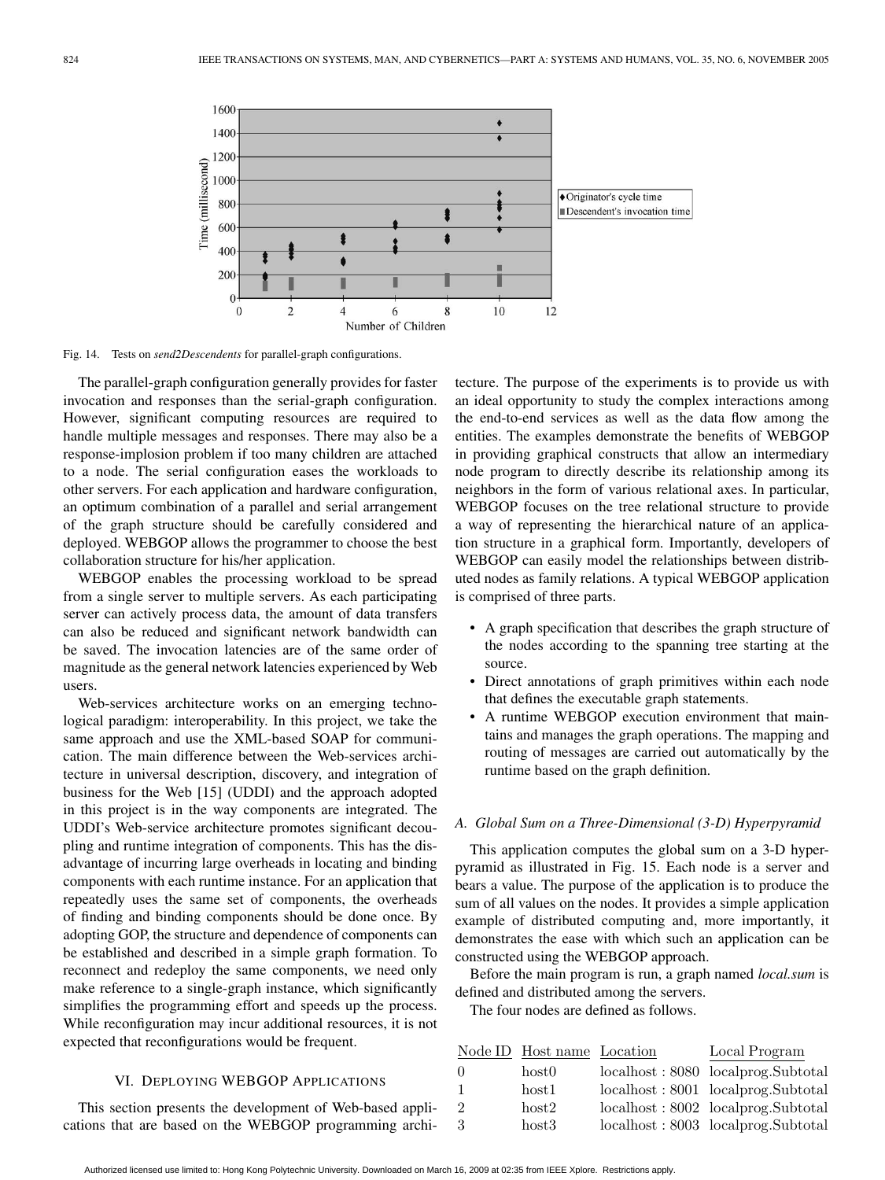1600
1400
1200
1000
800
600
400
200
0
Time (millisecond)
0 2 4 6 8 10 12
Number of Children
♦Originator's cycle time
■Descendent's invocation time

Fig. 14. Tests on *send2Descendents* for parallel-graph configurations.

The parallel-graph configuration generally provides for faster invocation and responses than the serial-graph configuration. However, significant computing resources are required to handle multiple messages and responses. There may also be a response-implosion problem if too many children are attached to a node. The serial configuration eases the workloads to other servers. For each application and hardware configuration, an optimum combination of a parallel and serial arrangement of the graph structure should be carefully considered and deployed. WEBGOP allows the programmer to choose the best collaboration structure for his/her application.

WEBGOP enables the processing workload to be spread from a single server to multiple servers. As each participating server can actively process data, the amount of data transfers can also be reduced and significant network bandwidth can be saved. The invocation latencies are of the same order of magnitude as the general network latencies experienced by Web users.

Web-services architecture works on an emerging technological paradigm: interoperability. In this project, we take the same approach and use the XML-based SOAP for communication. The main difference between the Web-services architecture in universal description, discovery, and integration of business for the Web [15] (UDDI) and the approach adopted in this project is in the way components are integrated. The UDDI's Web-service architecture promotes significant decoupling and runtime integration of components. This has the disadvantage of incurring large overheads in locating and binding components with each runtime instance. For an application that repeatedly uses the same set of components, the overheads of finding and binding components should be done once. By adopting GOP, the structure and dependence of components can be established and described in a simple graph formation. To reconnect and redeploy the same components, we need only make reference to a single-graph instance, which significantly simplifies the programming effort and speeds up the process. While reconfiguration may incur additional resources, it is not expected that reconfigurations would be frequent.

## VI. Deploying WEBGOP Applications

This section presents the development of Web-based applications that are based on the WEBGOP programming architecture. The purpose of the experiments is to provide us with an ideal opportunity to study the complex interactions among the end-to-end services as well as the data flow among the entities. The examples demonstrate the benefits of WEBGOP in providing graphical constructs that allow an intermediary node program to directly describe its relationship among its neighbors in the form of various relational axes. In particular, WEBGOP focuses on the tree relational structure to provide a way of representing the hierarchical nature of an application structure in a graphical form. Importantly, developers of WEBGOP can easily model the relationships between distributed nodes as family relations. A typical WEBGOP application is comprised of three parts.

- A graph specification that describes the graph structure of the nodes according to the spanning tree starting at the source.
- Direct annotations of graph primitives within each node that defines the executable graph statements.
- A runtime WEBGOP execution environment that maintains and manages the graph operations. The mapping and routing of messages are carried out automatically by the runtime based on the graph definition.

### A. Global Sum on a Three-Dimensional (3-D) Hyperpyramid

This application computes the global sum on a 3-D hyperpyramid as illustrated in Fig. 15. Each node is a server and bears a value. The purpose of the application is to produce the sum of all values on the nodes. It provides a simple application example of distributed computing and, more importantly, it demonstrates the ease with which such an application can be constructed using the WEBGOP approach.

Before the main program is run, a graph named *local.sum* is defined and distributed among the servers.

The four nodes are defined as follows.

| Node ID | Host name | Location | Local Program |
|---|---|---|---|
| 0 | host0 | localhost : 8080 | localprog.Subtotal |
| 1 | host1 | localhost : 8001 | localprog.Subtotal |
| 2 | host2 | localhost : 8002 | localprog.Subtotal |
| 3 | host3 | localhost : 8003 | localprog.Subtotal |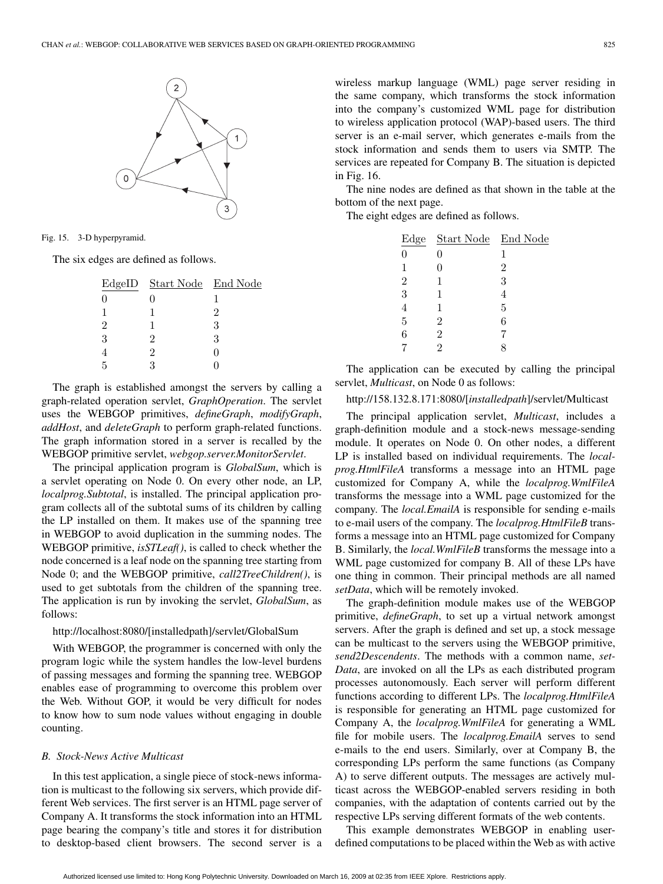Fig. 15. 3-D hyperpyramid.

The six edges are defined as follows.

| EdgeID | Start Node | End Node |
|---|---|---|
| 0 | 0 | 1 |
| 1 | 1 | 2 |
| 2 | 1 | 3 |
| 3 | 2 | 3 |
| 4 | 2 | 0 |
| 5 | 3 | 0 |

The graph is established amongst the servers by calling a graph-related operation servlet, *GraphOperation*. The servlet uses the WEBGOP primitives, *defineGraph*, *modifyGraph*, *addHost*, and *deleteGraph* to perform graph-related functions. The graph information stored in a server is recalled by the WEBGOP primitive servlet, *webgop.server.MonitorServlet*.

The principal application program is *GlobalSum*, which is a servlet operating on Node 0. On every other node, an LP, *localprog.Subtotal*, is installed. The principal application program collects all of the subtotal sums of its children by calling the LP installed on them. It makes use of the spanning tree in WEBGOP to avoid duplication in the summing nodes. The WEBGOP primitive, *isSTLeaf()*, is called to check whether the node concerned is a leaf node on the spanning tree starting from Node 0; and the WEBGOP primitive, *call2TreeChildren()*, is used to get subtotals from the children of the spanning tree. The application is run by invoking the servlet, *GlobalSum*, as follows:

http://localhost:8080/[installedpath]/servlet/GlobalSum

With WEBGOP, the programmer is concerned with only the program logic while the system handles the low-level burdens of passing messages and forming the spanning tree. WEBGOP enables ease of programming to overcome this problem over the Web. Without GOP, it would be very difficult for nodes to know how to sum node values without engaging in double counting.

### B. Stock-News Active Multicast

In this test application, a single piece of stock-news information is multicast to the following six servers, which provide different Web services. The first server is an HTML page server of Company A. It transforms the stock information into an HTML page bearing the company's title and stores it for distribution to desktop-based client browsers. The second server is a wireless markup language (WML) page server residing in the same company, which transforms the stock information into the company's customized WML page for distribution to wireless application protocol (WAP)-based users. The third server is an e-mail server, which generates e-mails from the stock information and sends them to users via SMTP. The services are repeated for Company B. The situation is depicted in Fig. 16.

The nine nodes are defined as that shown in the table at the bottom of the next page.

The eight edges are defined as follows.

| Edge | Start Node | End Node |
|---|---|---|
| 0 | 0 | 1 |
| 1 | 0 | 2 |
| 2 | 1 | 3 |
| 3 | 1 | 4 |
| 4 | 1 | 5 |
| 5 | 2 | 6 |
| 6 | 2 | 7 |
| 7 | 2 | 8 |

The application can be executed by calling the principal servlet, *Multicast*, on Node 0 as follows:

http://158.132.8.171:8080/[*installedpath*]/servlet/Multicast

The principal application servlet, *Multicast*, includes a graph-definition module and a stock-news message-sending module. It operates on Node 0. On other nodes, a different LP is installed based on individual requirements. The *localprog.HtmlFileA* transforms a message into an HTML page customized for Company A, while the *localprog.WmlFileA* transforms the message into a WML page customized for the company. The *local.EmailA* is responsible for sending e-mails to e-mail users of the company. The *localprog.HtmlFileB* transforms a message into an HTML page customized for Company B. Similarly, the *local.WmlFileB* transforms the message into a WML page customized for company B. All of these LPs have one thing in common. Their principal methods are all named *setData*, which will be remotely invoked.

The graph-definition module makes use of the WEBGOP primitive, *defineGraph*, to set up a virtual network amongst servers. After the graph is defined and set up, a stock message can be multicast to the servers using the WEBGOP primitive, *send2Descendents*. The methods with a common name, *setData*, are invoked on all the LPs as each distributed program processes autonomously. Each server will perform different functions according to different LPs. The *localprog.HtmlFileA* is responsible for generating an HTML page customized for Company A, the *localprog.WmlFileA* for generating a WML file for mobile users. The *localprog.EmailA* serves to send e-mails to the end users. Similarly, over at Company B, the corresponding LPs perform the same functions (as Company A) to serve different outputs. The messages are actively multicast across the WEBGOP-enabled servers residing in both companies, with the adaptation of contents carried out by the respective LPs serving different formats of the web contents.

This example demonstrates WEBGOP in enabling user-defined computations to be placed within the Web as with active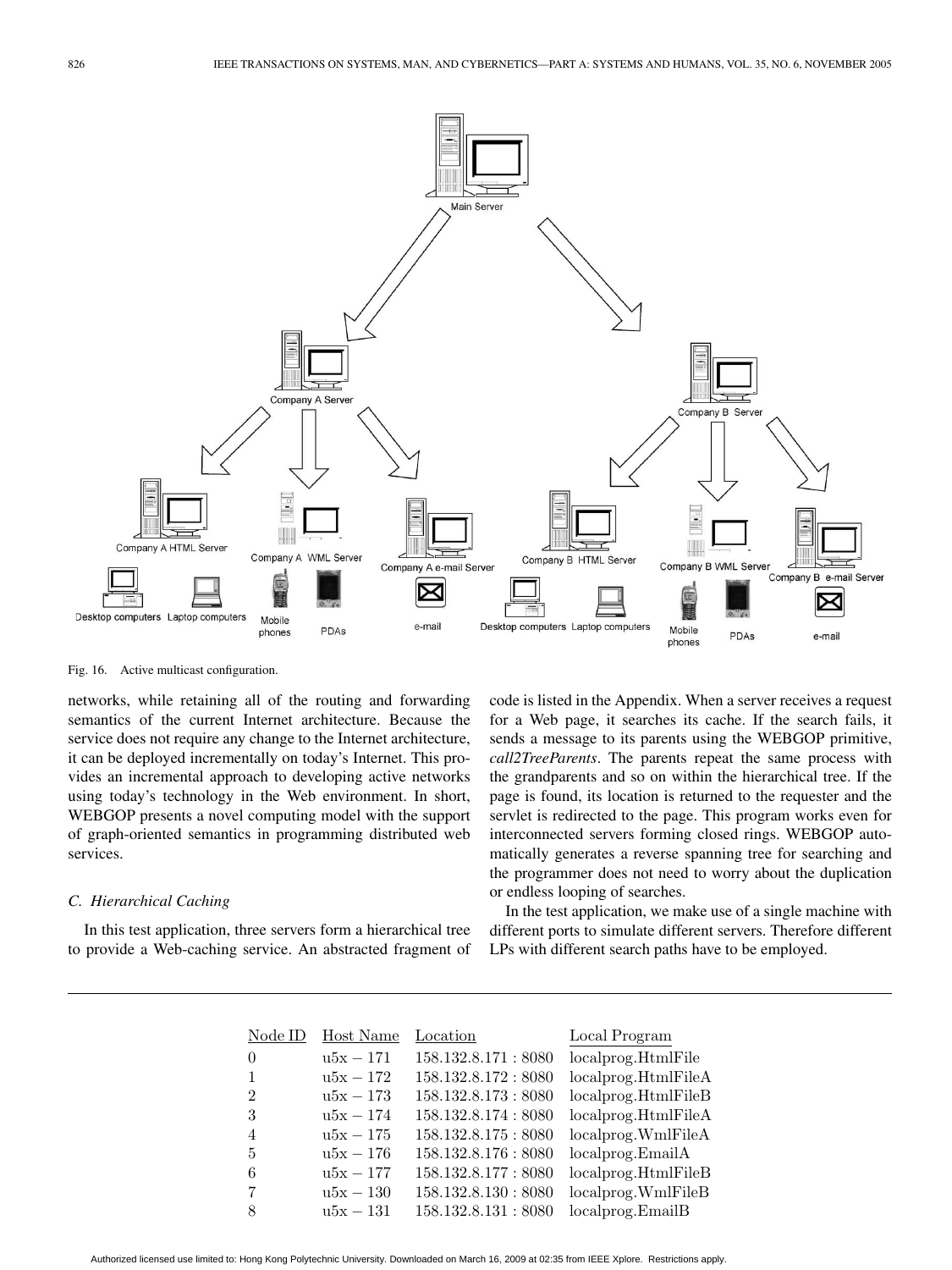Fig. 16. Active multicast configuration.

networks, while retaining all of the routing and forwarding semantics of the current Internet architecture. Because the service does not require any change to the Internet architecture, it can be deployed incrementally on today's Internet. This provides an incremental approach to developing active networks using today's technology in the Web environment. In short, WEBGOP presents a novel computing model with the support of graph-oriented semantics in programming distributed web services.

### C. Hierarchical Caching

In this test application, three servers form a hierarchical tree to provide a Web-caching service. An abstracted fragment of code is listed in the Appendix. When a server receives a request for a Web page, it searches its cache. If the search fails, it sends a message to its parents using the WEBGOP primitive, *call2TreeParents*. The parents repeat the same process with the grandparents and so on within the hierarchical tree. If the page is found, its location is returned to the requester and the servlet is redirected to the page. This program works even for interconnected servers forming closed rings. WEBGOP automatically generates a reverse spanning tree for searching and the programmer does not need to worry about the duplication or endless looping of searches.

In the test application, we make use of a single machine with different ports to simulate different servers. Therefore different LPs with different search paths have to be employed.

| Node ID | Host Name | Location | Local Program |
|---|---|---|---|
| 0 | u5x − 171 | 158.132.8.171 : 8080 | localprog.HtmlFile |
| 1 | u5x − 172 | 158.132.8.172 : 8080 | localprog.HtmlFileA |
| 2 | u5x − 173 | 158.132.8.173 : 8080 | localprog.HtmlFileB |
| 3 | u5x − 174 | 158.132.8.174 : 8080 | localprog.HtmlFileA |
| 4 | u5x − 175 | 158.132.8.175 : 8080 | localprog.WmlFileA |
| 5 | u5x − 176 | 158.132.8.176 : 8080 | localprog.EmailA |
| 6 | u5x − 177 | 158.132.8.177 : 8080 | localprog.HtmlFileB |
| 7 | u5x − 130 | 158.132.8.130 : 8080 | localprog.WmlFileB |
| 8 | u5x − 131 | 158.132.8.131 : 8080 | localprog.EmailB |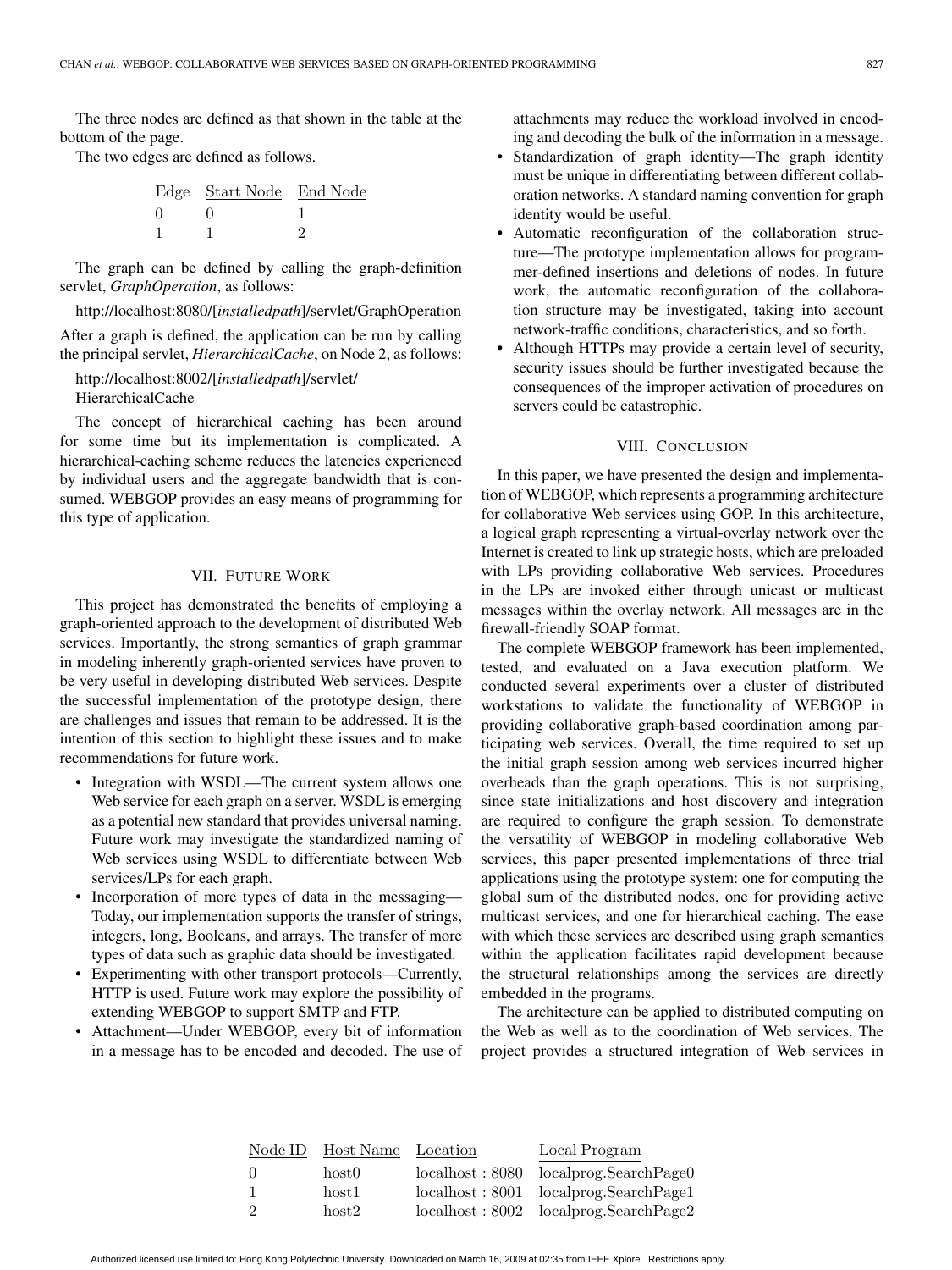The three nodes are defined as that shown in the table at the bottom of the page.

The two edges are defined as follows.

| Edge | Start Node | End Node |
|---|---|---|
| 0 | 0 | 1 |
| 1 | 1 | 2 |

The graph can be defined by calling the graph-definition servlet, *GraphOperation*, as follows:

http://localhost:8080/[*installedpath*]/servlet/GraphOperation

After a graph is defined, the application can be run by calling the principal servlet, *HierarchicalCache*, on Node 2, as follows:

http://localhost:8002/[*installedpath*]/servlet/HierarchicalCache

The concept of hierarchical caching has been around for some time but its implementation is complicated. A hierarchical-caching scheme reduces the latencies experienced by individual users and the aggregate bandwidth that is consumed. WEBGOP provides an easy means of programming for this type of application.

## VII. Future Work

This project has demonstrated the benefits of employing a graph-oriented approach to the development of distributed Web services. Importantly, the strong semantics of graph grammar in modeling inherently graph-oriented services have proven to be very useful in developing distributed Web services. Despite the successful implementation of the prototype design, there are challenges and issues that remain to be addressed. It is the intention of this section to highlight these issues and to make recommendations for future work.

- Integration with WSDL—The current system allows one Web service for each graph on a server. WSDL is emerging as a potential new standard that provides universal naming. Future work may investigate the standardized naming of Web services using WSDL to differentiate between Web services/LPs for each graph.
- Incorporation of more types of data in the messaging—Today, our implementation supports the transfer of strings, integers, long, Booleans, and arrays. The transfer of more types of data such as graphic data should be investigated.
- Experimenting with other transport protocols—Currently, HTTP is used. Future work may explore the possibility of extending WEBGOP to support SMTP and FTP.
- Attachment—Under WEBGOP, every bit of information in a message has to be encoded and decoded. The use of attachments may reduce the workload involved in encoding and decoding the bulk of the information in a message.
- Standardization of graph identity—The graph identity must be unique in differentiating between different collaboration networks. A standard naming convention for graph identity would be useful.
- Automatic reconfiguration of the collaboration structure—The prototype implementation allows for programmer-defined insertions and deletions of nodes. In future work, the automatic reconfiguration of the collaboration structure may be investigated, taking into account network-traffic conditions, characteristics, and so forth.
- Although HTTPs may provide a certain level of security, security issues should be further investigated because the consequences of the improper activation of procedures on servers could be catastrophic.

## VIII. Conclusion

In this paper, we have presented the design and implementation of WEBGOP, which represents a programming architecture for collaborative Web services using GOP. In this architecture, a logical graph representing a virtual-overlay network over the Internet is created to link up strategic hosts, which are preloaded with LPs providing collaborative Web services. Procedures in the LPs are invoked either through unicast or multicast messages within the overlay network. All messages are in the firewall-friendly SOAP format.

The complete WEBGOP framework has been implemented, tested, and evaluated on a Java execution platform. We conducted several experiments over a cluster of distributed workstations to validate the functionality of WEBGOP in providing collaborative graph-based coordination among participating web services. Overall, the time required to set up the initial graph session among web services incurred higher overheads than the graph operations. This is not surprising, since state initializations and host discovery and integration are required to configure the graph session. To demonstrate the versatility of WEBGOP in modeling collaborative Web services, this paper presented implementations of three trial applications using the prototype system: one for computing the global sum of the distributed nodes, one for providing active multicast services, and one for hierarchical caching. The ease with which these services are described using graph semantics within the application facilitates rapid development because the structural relationships among the services are directly embedded in the programs.

The architecture can be applied to distributed computing on the Web as well as to the coordination of Web services. The project provides a structured integration of Web services in

| Node ID | Host Name | Location | Local Program |
|---|---|---|---|
| 0 | host0 | localhost : 8080 | localprog.SearchPage0 |
| 1 | host1 | localhost : 8001 | localprog.SearchPage1 |
| 2 | host2 | localhost : 8002 | localprog.SearchPage2 |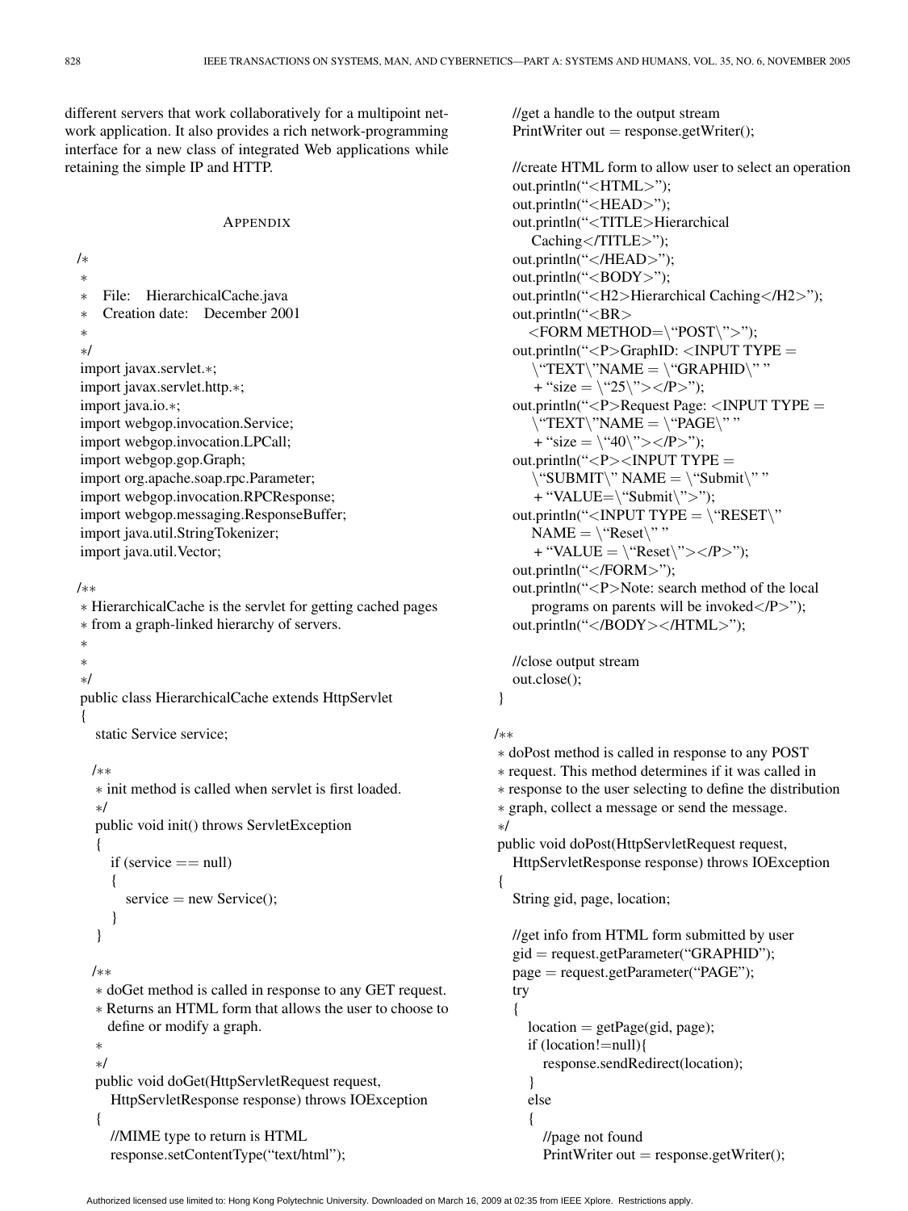different servers that work collaboratively for a multipoint network application. It also provides a rich network-programming interface for a new class of integrated Web applications while retaining the simple IP and HTTP.

## APPENDIX

```
/*
 *
 *   File:    HierarchicalCache.java
 *   Creation date:    December 2001
 *
 */
import javax.servlet.*;
import javax.servlet.http.*;
import java.io.*;
import webgop.invocation.Service;
import webgop.invocation.LPCall;
import webgop.gop.Graph;
import org.apache.soap.rpc.Parameter;
import webgop.invocation.RPCResponse;
import webgop.messaging.ResponseBuffer;
import java.util.StringTokenizer;
import java.util.Vector;

/**
 * HierarchicalCache is the servlet for getting cached pages
 * from a graph-linked hierarchy of servers.
 *
 *
 */
public class HierarchicalCache extends HttpServlet
{
   static Service service;

   /**
    * init method is called when servlet is first loaded.
    */
   public void init() throws ServletException
   {
      if (service == null)
      {
         service = new Service();
      }
   }

   /**
    * doGet method is called in response to any GET request.
    * Returns an HTML form that allows the user to choose to
      define or modify a graph.
    *
    */
   public void doGet(HttpServletRequest request,
      HttpServletResponse response) throws IOException
   {
      //MIME type to return is HTML
      response.setContentType("text/html");

      //get a handle to the output stream
      PrintWriter out = response.getWriter();

      //create HTML form to allow user to select an operation
      out.println("<HTML>");
      out.println("<HEAD>");
      out.println("<TITLE>Hierarchical
         Caching</TITLE>");
      out.println("</HEAD>");
      out.println("<BODY>");
      out.println("<H2>Hierarchical Caching</H2>");
      out.println("<BR>
        <FORM METHOD=\"POST\">");
      out.println("<P>GraphID: <INPUT TYPE =
         \"TEXT\"NAME = \"GRAPHID\" "
         + "size = \"25\"></P>");
      out.println("<P>Request Page: <INPUT TYPE =
         \"TEXT\"NAME = \"PAGE\" "
         + "size = \"40\"></P>");
      out.println("<P><INPUT TYPE =
         \"SUBMIT\" NAME = \"Submit\" "
         + "VALUE=\"Submit\">");
      out.println("<INPUT TYPE = \"RESET\"
         NAME = \"Reset\" "
         + "VALUE = \"Reset\"></P>");
      out.println("</FORM>");
      out.println("<P>Note: search method of the local
         programs on parents will be invoked</P>");
      out.println("</BODY></HTML>");

      //close output stream
      out.close();
   }

   /**
    * doPost method is called in response to any POST
    * request. This method determines if it was called in
    * response to the user selecting to define the distribution
    * graph, collect a message or send the message.
    */
   public void doPost(HttpServletRequest request,
      HttpServletResponse response) throws IOException
   {
      String gid, page, location;

      //get info from HTML form submitted by user
      gid = request.getParameter("GRAPHID");
      page = request.getParameter("PAGE");
      try
      {
         location = getPage(gid, page);
         if (location!=null){
            response.sendRedirect(location);
         }
         else
         {
            //page not found
            PrintWriter out = response.getWriter();
```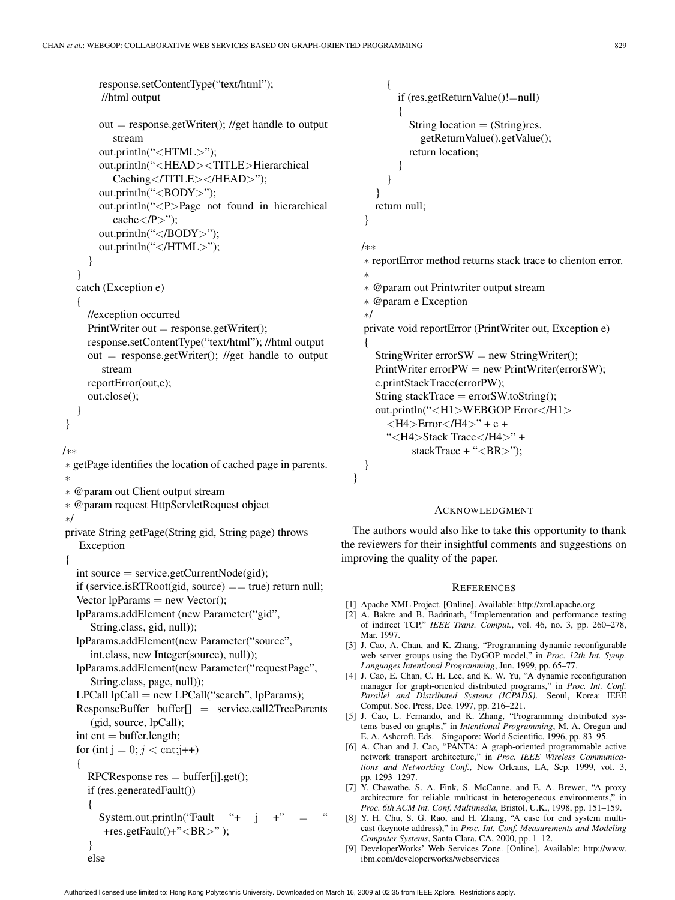```
            response.setContentType("text/html");
            //html output

            out = response.getWriter(); //get handle to output stream
            out.println("<HTML>");
            out.println("<HEAD><TITLE>Hierarchical Caching</TITLE></HEAD>");
            out.println("<BODY>");
            out.println("<P>Page not found in hierarchical cache</P>");
            out.println("</BODY>");
            out.println("</HTML>");
        }
    }
    catch (Exception e)
    {
        //exception occurred
        PrintWriter out = response.getWriter();
        response.setContentType("text/html"); //html output
        out = response.getWriter(); //get handle to output stream
        reportError(out,e);
        out.close();
    }
}

/**
 * getPage identifies the location of cached page in parents.
 *
 * @param out Client output stream
 * @param request HttpServletRequest object
 */
private String getPage(String gid, String page) throws Exception
{
    int source = service.getCurrentNode(gid);
    if (service.isRTRoot(gid, source) == true) return null;
    Vector lpParams = new Vector();
    lpParams.addElement (new Parameter("gid",
        String.class, gid, null));
    lpParams.addElement(new Parameter("source",
        int.class, new Integer(source), null));
    lpParams.addElement(new Parameter("requestPage",
        String.class, page, null));
    LPCall lpCall = new LPCall("search", lpParams);
    ResponseBuffer buffer[] = service.call2TreeParents
        (gid, source, lpCall);
    int cnt = buffer.length;
    for (int j = 0; j < cnt;j++)
    {
        RPCResponse res = buffer[j].get();
        if (res.generatedFault())
        {
            System.out.println("Fault "+ j +" = "
                +res.getFault()+"<BR>" );
        }
        else
        {
            if (res.getReturnValue()!=null)
            {
                String location = (String)res.
                    getReturnValue().getValue();
                return location;
            }
        }
    }
    return null;
}

/**
 * reportError method returns stack trace to clienton error.
 *
 * @param out Printwriter output stream
 * @param e Exception
 */
private void reportError (PrintWriter out, Exception e)
{
    StringWriter errorSW = new StringWriter();
    PrintWriter errorPW = new PrintWriter(errorSW);
    e.printStackTrace(errorPW);
    String stackTrace = errorSW.toString();
    out.println("<H1>WEBGOP Error</H1>
        <H4>Error</H4>" + e +
        "<H4>Stack Trace</H4>" +
            stackTrace + "<BR>");
}
}
```

## ACKNOWLEDGMENT

The authors would also like to take this opportunity to thank the reviewers for their insightful comments and suggestions on improving the quality of the paper.

## REFERENCES

[1] Apache XML Project. [Online]. Available: http://xml.apache.org

[2] A. Bakre and B. Badrinath, "Implementation and performance testing of indirect TCP," *IEEE Trans. Comput.*, vol. 46, no. 3, pp. 260–278, Mar. 1997.

[3] J. Cao, A. Chan, and K. Zhang, "Programming dynamic reconfigurable web server groups using the DyGOP model," in *Proc. 12th Int. Symp. Languages Intentional Programming*, Jun. 1999, pp. 65–77.

[4] J. Cao, E. Chan, C. H. Lee, and K. W. Yu, "A dynamic reconfiguration manager for graph-oriented distributed programs," in *Proc. Int. Conf. Parallel and Distributed Systems (ICPADS)*. Seoul, Korea: IEEE Comput. Soc. Press, Dec. 1997, pp. 216–221.

[5] J. Cao, L. Fernando, and K. Zhang, "Programming distributed systems based on graphs," in *Intentional Programming*, M. A. Oregun and E. A. Ashcroft, Eds. Singapore: World Scientific, 1996, pp. 83–95.

[6] A. Chan and J. Cao, "PANTA: A graph-oriented programmable active network transport architecture," in *Proc. IEEE Wireless Communications and Networking Conf.*, New Orleans, LA, Sep. 1999, vol. 3, pp. 1293–1297.

[7] Y. Chawathe, S. A. Fink, S. McCanne, and E. A. Brewer, "A proxy architecture for reliable multicast in heterogeneous environments," in *Proc. 6th ACM Int. Conf. Multimedia*, Bristol, U.K., 1998, pp. 151–159.

[8] Y. H. Chu, S. G. Rao, and H. Zhang, "A case for end system multicast (keynote address)," in *Proc. Int. Conf. Measurements and Modeling Computer Systems*, Santa Clara, CA, 2000, pp. 1–12.

[9] DeveloperWorks' Web Services Zone. [Online]. Available: http://www.ibm.com/developerworks/webservices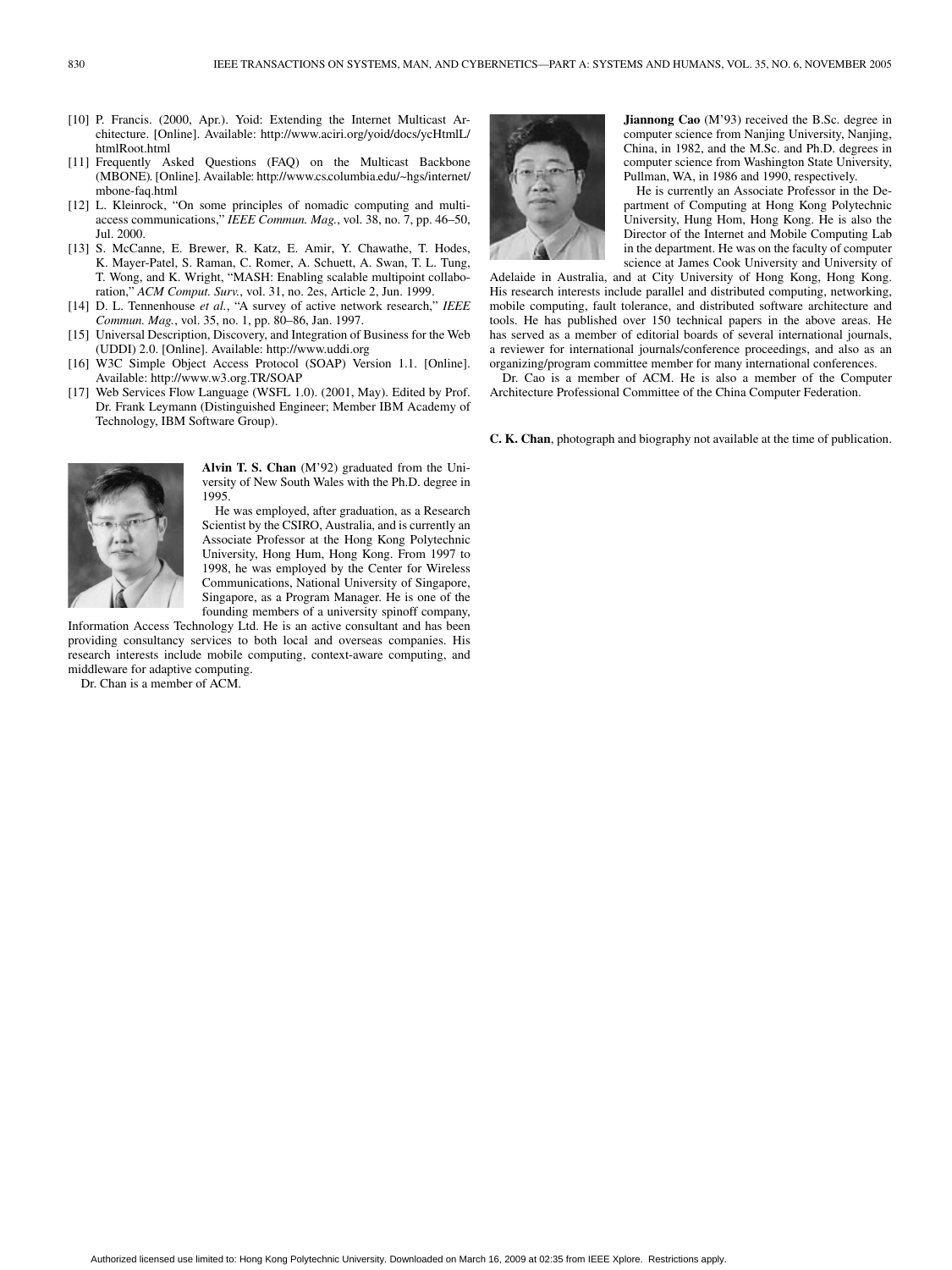[10] P. Francis. (2000, Apr.). Yoid: Extending the Internet Multicast Architecture. [Online]. Available: http://www.aciri.org/yoid/docs/ycHtmlL/htmlRoot.html

[11] Frequently Asked Questions (FAQ) on the Multicast Backbone (MBONE). [Online]. Available: http://www.cs.columbia.edu/~hgs/internet/mbone-faq.html

[12] L. Kleinrock, "On some principles of nomadic computing and multi-access communications," *IEEE Commun. Mag.*, vol. 38, no. 7, pp. 46–50, Jul. 2000.

[13] S. McCanne, E. Brewer, R. Katz, E. Amir, Y. Chawathe, T. Hodes, K. Mayer-Patel, S. Raman, C. Romer, A. Schuett, A. Swan, T. L. Tung, T. Wong, and K. Wright, "MASH: Enabling scalable multipoint collaboration," *ACM Comput. Surv.*, vol. 31, no. 2es, Article 2, Jun. 1999.

[14] D. L. Tennenhouse *et al.*, "A survey of active network research," *IEEE Commun. Mag.*, vol. 35, no. 1, pp. 80–86, Jan. 1997.

[15] Universal Description, Discovery, and Integration of Business for the Web (UDDI) 2.0. [Online]. Available: http://www.uddi.org

[16] W3C Simple Object Access Protocol (SOAP) Version 1.1. [Online]. Available: http://www.w3.org.TR/SOAP

[17] Web Services Flow Language (WSFL 1.0). (2001, May). Edited by Prof. Dr. Frank Leymann (Distinguished Engineer; Member IBM Academy of Technology, IBM Software Group).

**Alvin T. S. Chan** (M'92) graduated from the University of New South Wales with the Ph.D. degree in 1995.

He was employed, after graduation, as a Research Scientist by the CSIRO, Australia, and is currently an Associate Professor at the Hong Kong Polytechnic University, Hong Hum, Hong Kong. From 1997 to 1998, he was employed by the Center for Wireless Communications, National University of Singapore, Singapore, as a Program Manager. He is one of the founding members of a university spinoff company, Information Access Technology Ltd. He is an active consultant and has been providing consultancy services to both local and overseas companies. His research interests include mobile computing, context-aware computing, and middleware for adaptive computing.

Dr. Chan is a member of ACM.

**Jiannong Cao** (M'93) received the B.Sc. degree in computer science from Nanjing University, Nanjing, China, in 1982, and the M.Sc. and Ph.D. degrees in computer science from Washington State University, Pullman, WA, in 1986 and 1990, respectively.

He is currently an Associate Professor in the Department of Computing at Hong Kong Polytechnic University, Hung Hom, Hong Kong. He is also the Director of the Internet and Mobile Computing Lab in the department. He was on the faculty of computer science at James Cook University and University of Adelaide in Australia, and at City University of Hong Kong, Hong Kong. His research interests include parallel and distributed computing, networking, mobile computing, fault tolerance, and distributed software architecture and tools. He has published over 150 technical papers in the above areas. He has served as a member of editorial boards of several international journals, a reviewer for international journals/conference proceedings, and also as an organizing/program committee member for many international conferences.

Dr. Cao is a member of ACM. He is also a member of the Computer Architecture Professional Committee of the China Computer Federation.

**C. K. Chan**, photograph and biography not available at the time of publication.